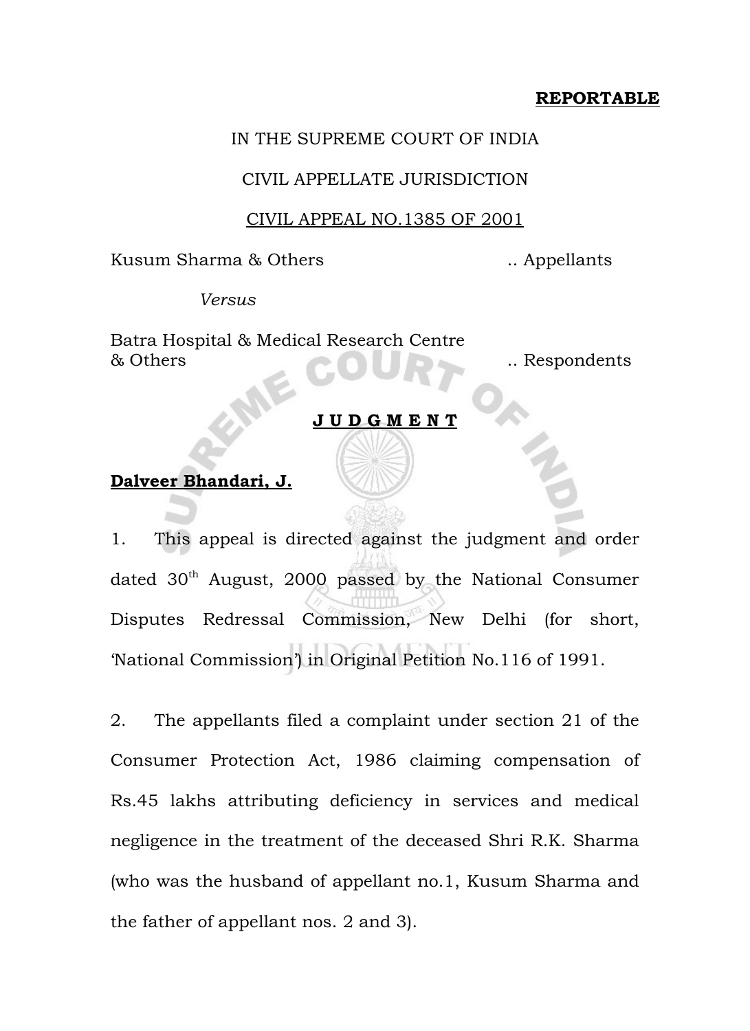**REPORTABLE**

IN THE SUPREME COURT OF INDIA

CIVIL APPELLATE JURISDICTION

CIVIL APPEAL NO.1385 OF 2001

Kusum Sharma & Others .. Appellants

*Versus*

Batra Hospital & Medical Research Centre & Others .. Respondents

**J U D G M E N T**

**Dalveer Bhandari, J.**

1. This appeal is directed against the judgment and order dated 30th August, 2000 passed by the National Consumer Disputes Redressal Commission, New Delhi (for short, 'National Commission') in Original Petition No.116 of 1991.

2. The appellants filed a complaint under section 21 of the Consumer Protection Act, 1986 claiming compensation of Rs.45 lakhs attributing deficiency in services and medical negligence in the treatment of the deceased Shri R.K. Sharma (who was the husband of appellant no.1, Kusum Sharma and the father of appellant nos. 2 and 3).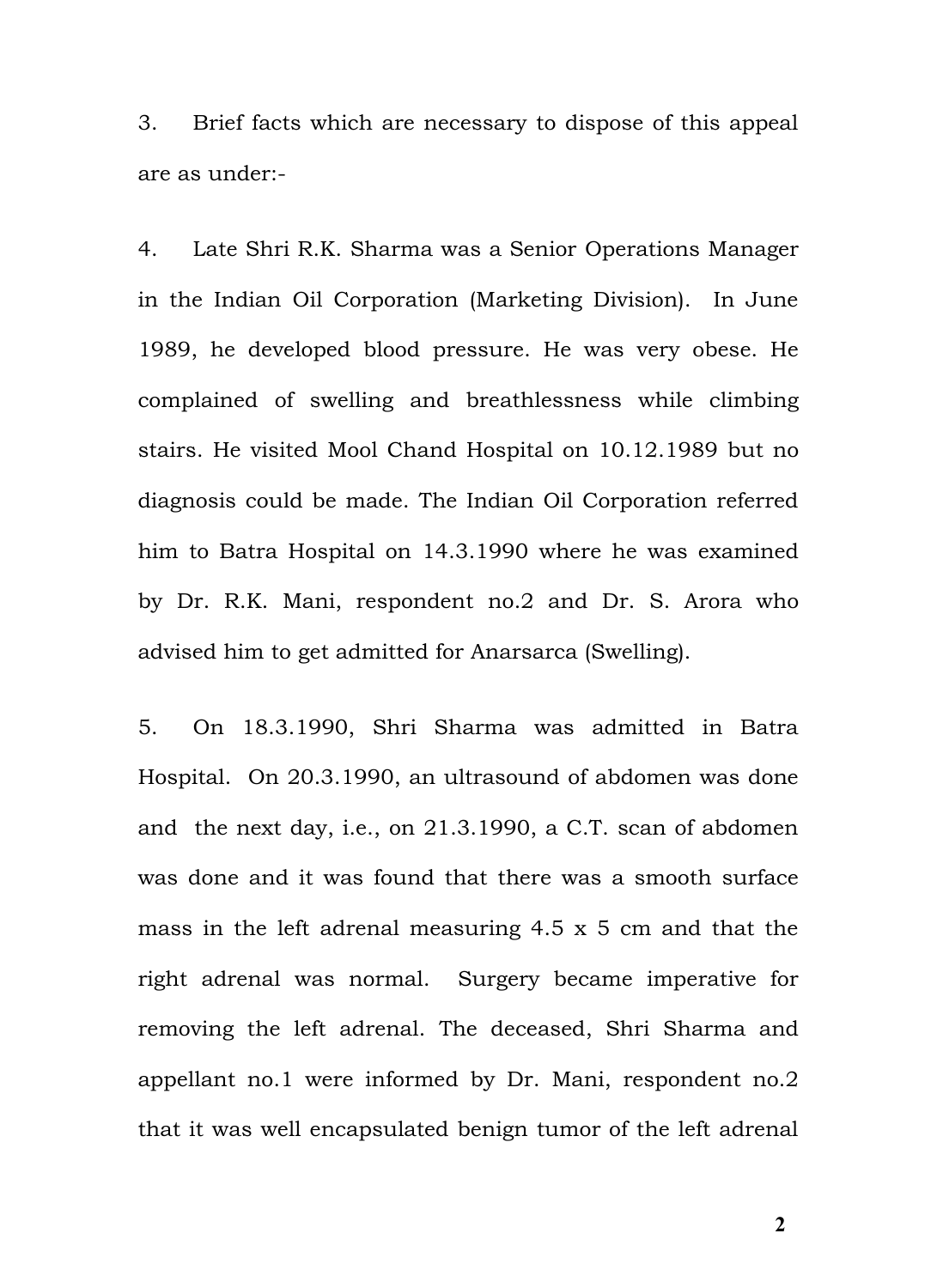3. Brief facts which are necessary to dispose of this appeal are as under:-

4. Late Shri R.K. Sharma was a Senior Operations Manager in the Indian Oil Corporation (Marketing Division). In June 1989, he developed blood pressure. He was very obese. He complained of swelling and breathlessness while climbing stairs. He visited Mool Chand Hospital on 10.12.1989 but no diagnosis could be made. The Indian Oil Corporation referred him to Batra Hospital on 14.3.1990 where he was examined by Dr. R.K. Mani, respondent no.2 and Dr. S. Arora who advised him to get admitted for Anarsarca (Swelling).

5. On 18.3.1990, Shri Sharma was admitted in Batra Hospital. On 20.3.1990, an ultrasound of abdomen was done and the next day, i.e., on 21.3.1990, a C.T. scan of abdomen was done and it was found that there was a smooth surface mass in the left adrenal measuring 4.5 x 5 cm and that the right adrenal was normal. Surgery became imperative for removing the left adrenal. The deceased, Shri Sharma and appellant no.1 were informed by Dr. Mani, respondent no.2 that it was well encapsulated benign tumor of the left adrenal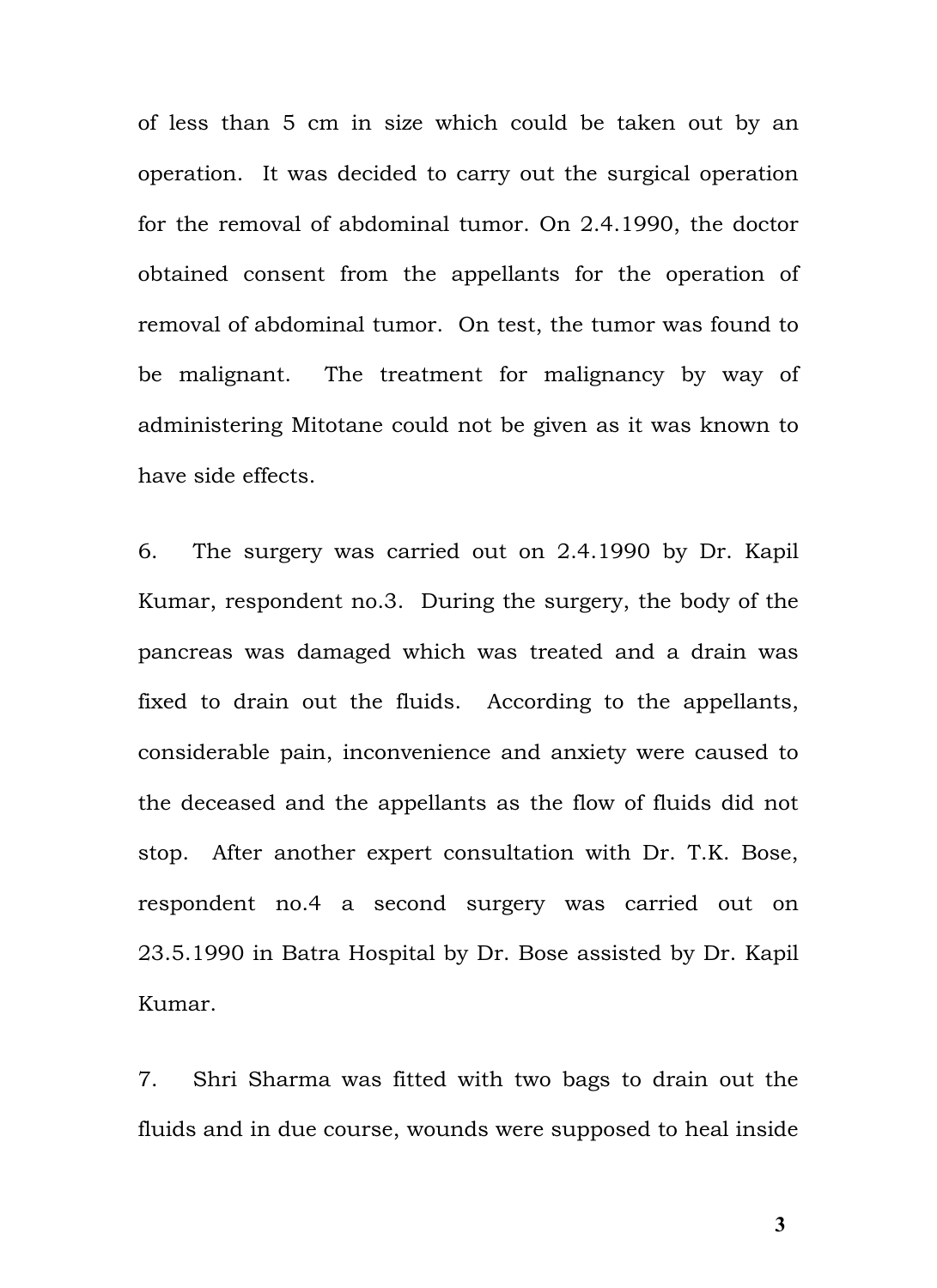of less than 5 cm in size which could be taken out by an operation. It was decided to carry out the surgical operation for the removal of abdominal tumor. On 2.4.1990, the doctor obtained consent from the appellants for the operation of removal of abdominal tumor. On test, the tumor was found to be malignant. The treatment for malignancy by way of administering Mitotane could not be given as it was known to have side effects.

6. The surgery was carried out on 2.4.1990 by Dr. Kapil Kumar, respondent no.3. During the surgery, the body of the pancreas was damaged which was treated and a drain was fixed to drain out the fluids. According to the appellants, considerable pain, inconvenience and anxiety were caused to the deceased and the appellants as the flow of fluids did not stop. After another expert consultation with Dr. T.K. Bose, respondent no.4 a second surgery was carried out on 23.5.1990 in Batra Hospital by Dr. Bose assisted by Dr. Kapil Kumar.

7. Shri Sharma was fitted with two bags to drain out the fluids and in due course, wounds were supposed to heal inside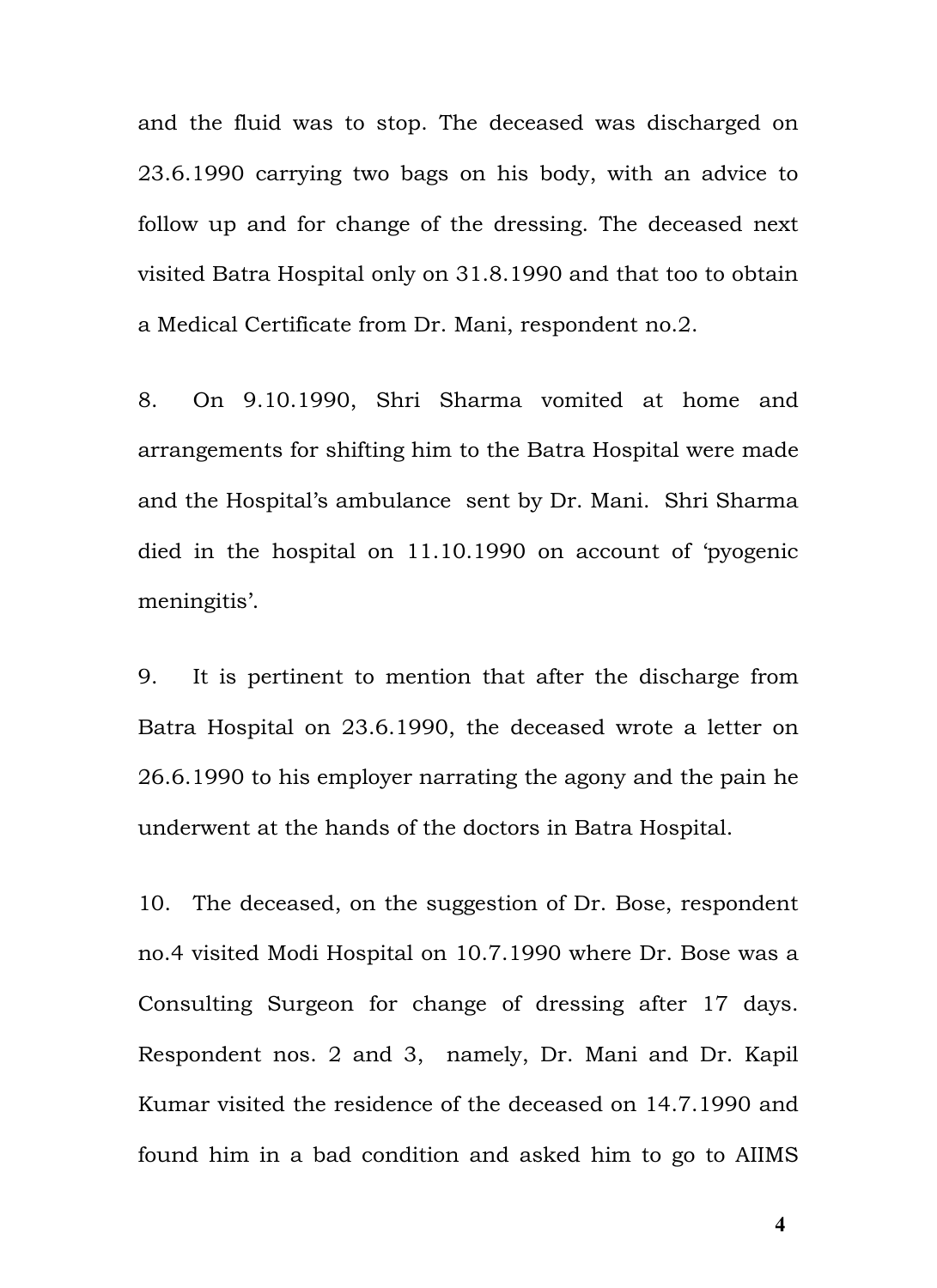and the fluid was to stop. The deceased was discharged on 23.6.1990 carrying two bags on his body, with an advice to follow up and for change of the dressing. The deceased next visited Batra Hospital only on 31.8.1990 and that too to obtain a Medical Certificate from Dr. Mani, respondent no.2.

8. On 9.10.1990, Shri Sharma vomited at home and arrangements for shifting him to the Batra Hospital were made and the Hospital's ambulance sent by Dr. Mani. Shri Sharma died in the hospital on 11.10.1990 on account of 'pyogenic meningitis'.

9. It is pertinent to mention that after the discharge from Batra Hospital on 23.6.1990, the deceased wrote a letter on 26.6.1990 to his employer narrating the agony and the pain he underwent at the hands of the doctors in Batra Hospital.

10. The deceased, on the suggestion of Dr. Bose, respondent no.4 visited Modi Hospital on 10.7.1990 where Dr. Bose was a Consulting Surgeon for change of dressing after 17 days. Respondent nos. 2 and 3, namely, Dr. Mani and Dr. Kapil Kumar visited the residence of the deceased on 14.7.1990 and found him in a bad condition and asked him to go to AIIMS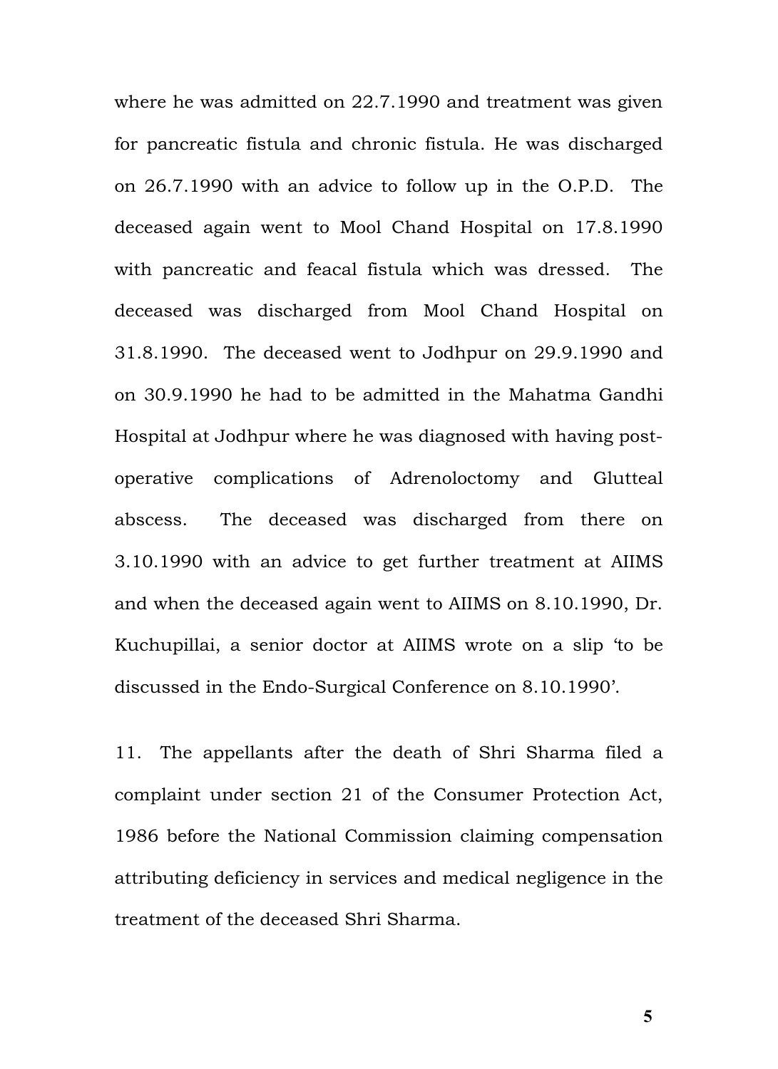where he was admitted on 22.7.1990 and treatment was given for pancreatic fistula and chronic fistula. He was discharged on 26.7.1990 with an advice to follow up in the O.P.D. The deceased again went to Mool Chand Hospital on 17.8.1990 with pancreatic and feacal fistula which was dressed. The deceased was discharged from Mool Chand Hospital on 31.8.1990. The deceased went to Jodhpur on 29.9.1990 and on 30.9.1990 he had to be admitted in the Mahatma Gandhi Hospital at Jodhpur where he was diagnosed with having post-operative complications of Adrenoloctomy and Glutteal abscess. The deceased was discharged from there on 3.10.1990 with an advice to get further treatment at AIIMS and when the deceased again went to AIIMS on 8.10.1990, Dr. Kuchupillai, a senior doctor at AIIMS wrote on a slip 'to be discussed in the Endo-Surgical Conference on 8.10.1990'.

11. The appellants after the death of Shri Sharma filed a complaint under section 21 of the Consumer Protection Act, 1986 before the National Commission claiming compensation attributing deficiency in services and medical negligence in the treatment of the deceased Shri Sharma.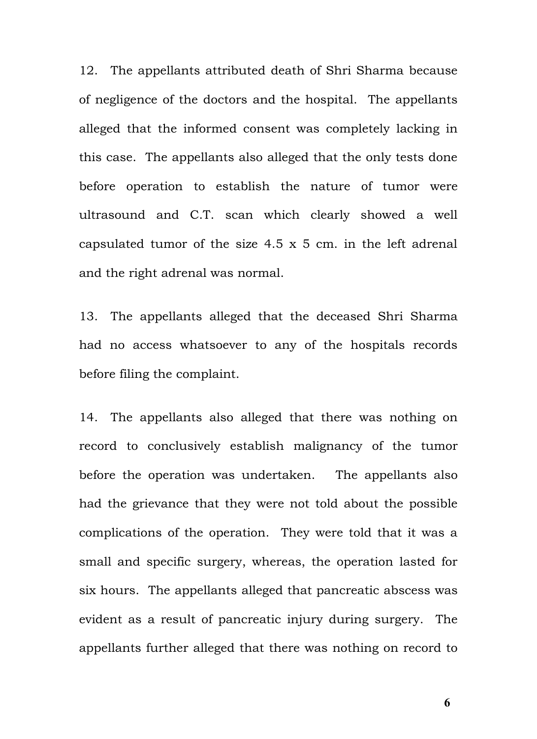12. The appellants attributed death of Shri Sharma because of negligence of the doctors and the hospital. The appellants alleged that the informed consent was completely lacking in this case. The appellants also alleged that the only tests done before operation to establish the nature of tumor were ultrasound and C.T. scan which clearly showed a well capsulated tumor of the size 4.5 x 5 cm. in the left adrenal and the right adrenal was normal.

13. The appellants alleged that the deceased Shri Sharma had no access whatsoever to any of the hospitals records before filing the complaint.

14. The appellants also alleged that there was nothing on record to conclusively establish malignancy of the tumor before the operation was undertaken. The appellants also had the grievance that they were not told about the possible complications of the operation. They were told that it was a small and specific surgery, whereas, the operation lasted for six hours. The appellants alleged that pancreatic abscess was evident as a result of pancreatic injury during surgery. The appellants further alleged that there was nothing on record to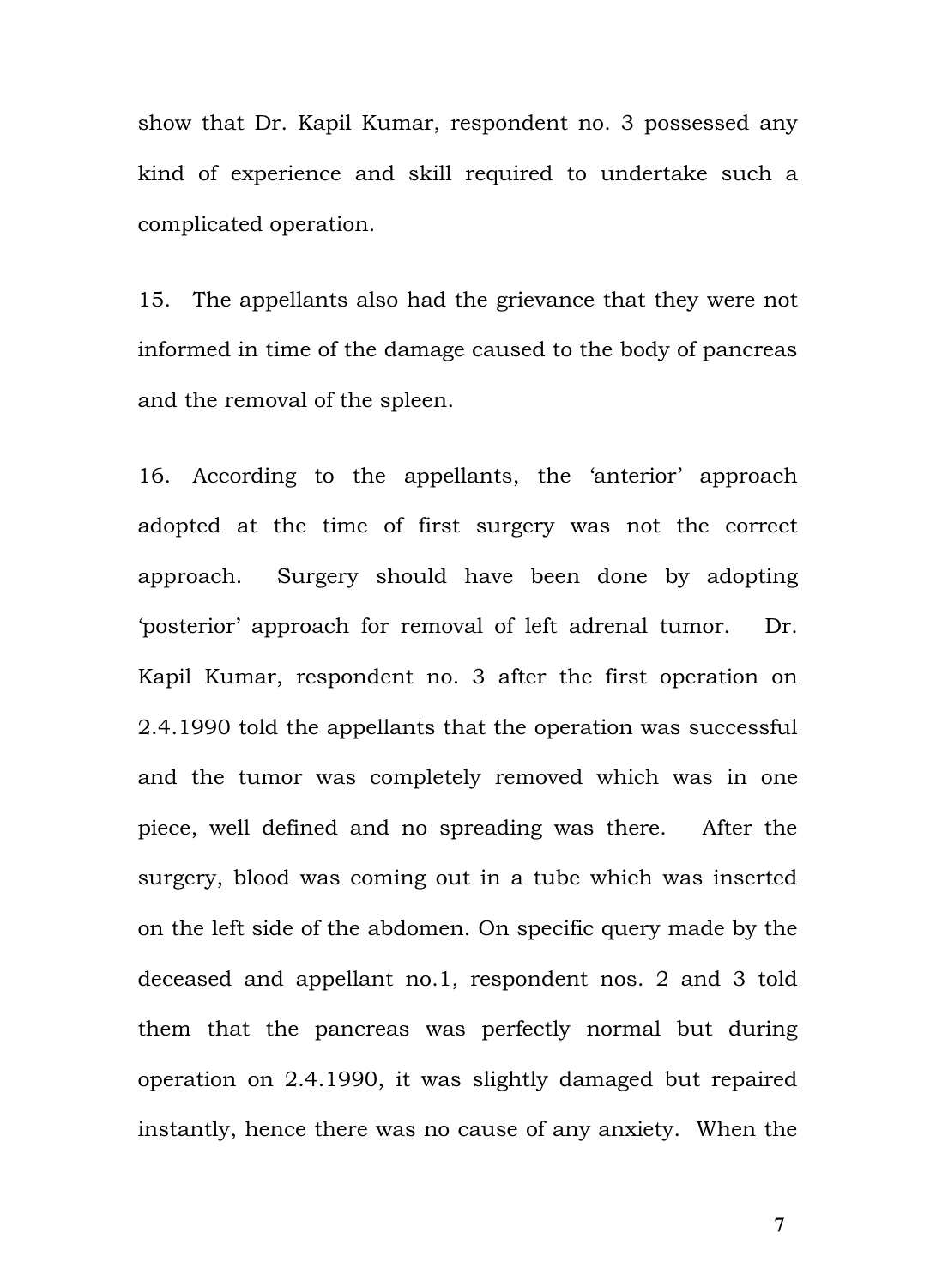show that Dr. Kapil Kumar, respondent no. 3 possessed any kind of experience and skill required to undertake such a complicated operation.

15. The appellants also had the grievance that they were not informed in time of the damage caused to the body of pancreas and the removal of the spleen.

16. According to the appellants, the 'anterior' approach adopted at the time of first surgery was not the correct approach. Surgery should have been done by adopting 'posterior' approach for removal of left adrenal tumor. Dr. Kapil Kumar, respondent no. 3 after the first operation on 2.4.1990 told the appellants that the operation was successful and the tumor was completely removed which was in one piece, well defined and no spreading was there. After the surgery, blood was coming out in a tube which was inserted on the left side of the abdomen. On specific query made by the deceased and appellant no.1, respondent nos. 2 and 3 told them that the pancreas was perfectly normal but during operation on 2.4.1990, it was slightly damaged but repaired instantly, hence there was no cause of any anxiety. When the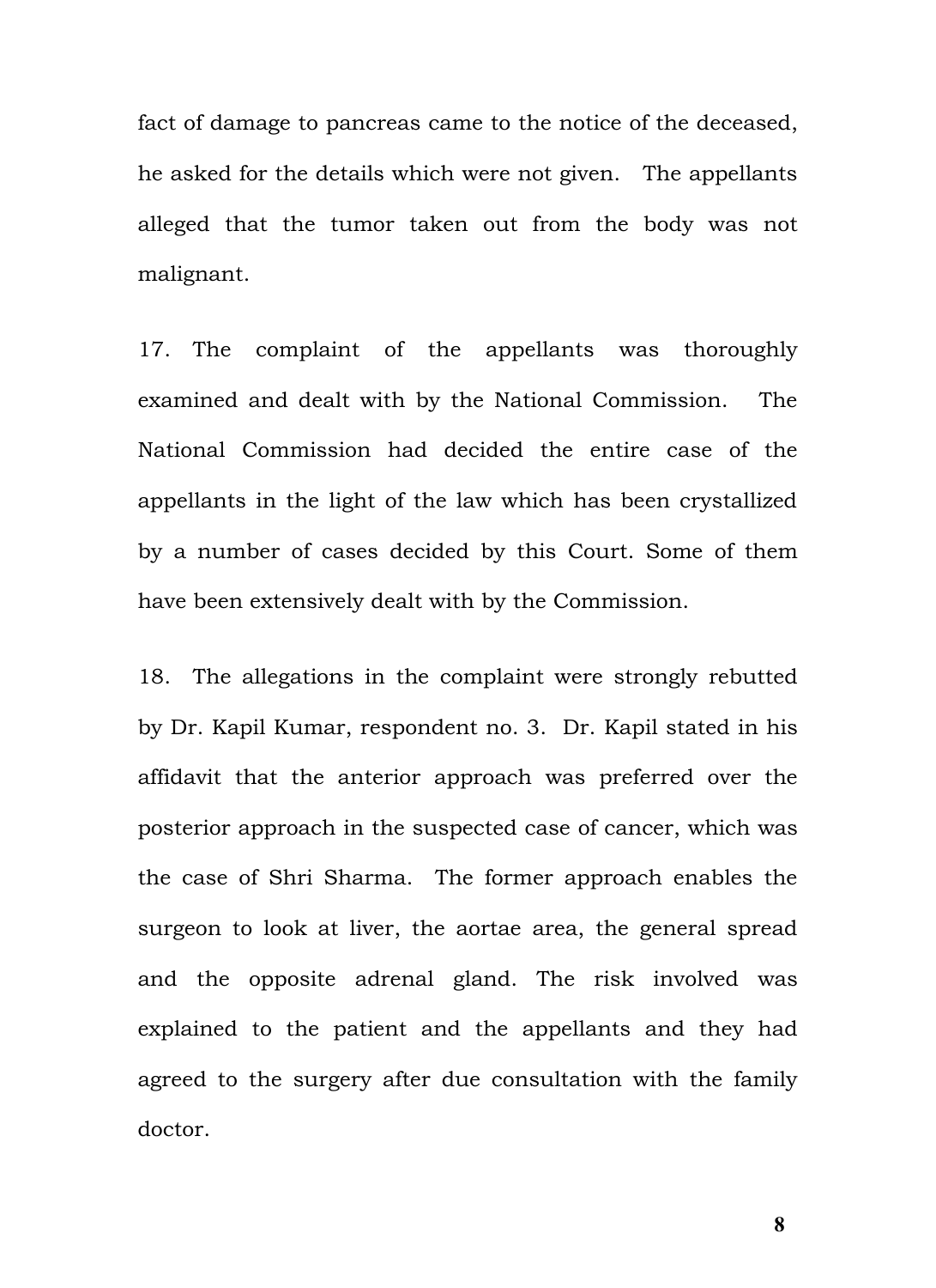fact of damage to pancreas came to the notice of the deceased, he asked for the details which were not given. The appellants alleged that the tumor taken out from the body was not malignant.

17. The complaint of the appellants was thoroughly examined and dealt with by the National Commission. The National Commission had decided the entire case of the appellants in the light of the law which has been crystallized by a number of cases decided by this Court. Some of them have been extensively dealt with by the Commission.

18. The allegations in the complaint were strongly rebutted by Dr. Kapil Kumar, respondent no. 3. Dr. Kapil stated in his affidavit that the anterior approach was preferred over the posterior approach in the suspected case of cancer, which was the case of Shri Sharma. The former approach enables the surgeon to look at liver, the aortae area, the general spread and the opposite adrenal gland. The risk involved was explained to the patient and the appellants and they had agreed to the surgery after due consultation with the family doctor.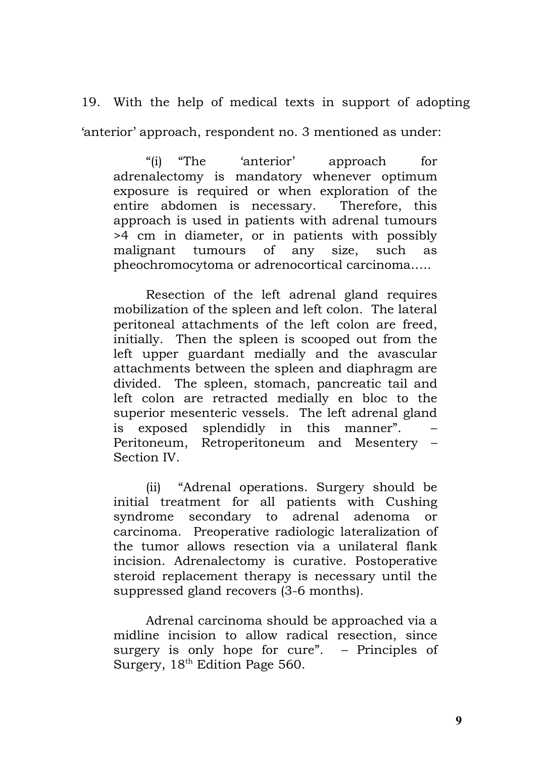19. With the help of medical texts in support of adopting 'anterior' approach, respondent no. 3 mentioned as under:

> "(i) "The 'anterior' approach for adrenalectomy is mandatory whenever optimum exposure is required or when exploration of the entire abdomen is necessary. Therefore, this approach is used in patients with adrenal tumours >4 cm in diameter, or in patients with possibly malignant tumours of any size, such as pheochromocytoma or adrenocortical carcinoma.....
>
> Resection of the left adrenal gland requires mobilization of the spleen and left colon. The lateral peritoneal attachments of the left colon are freed, initially. Then the spleen is scooped out from the left upper guardant medially and the avascular attachments between the spleen and diaphragm are divided. The spleen, stomach, pancreatic tail and left colon are retracted medially en bloc to the superior mesenteric vessels. The left adrenal gland is exposed splendidly in this manner". – Peritoneum, Retroperitoneum and Mesentery – Section IV.
>
> (ii) "Adrenal operations. Surgery should be initial treatment for all patients with Cushing syndrome secondary to adrenal adenoma or carcinoma. Preoperative radiologic lateralization of the tumor allows resection via a unilateral flank incision. Adrenalectomy is curative. Postoperative steroid replacement therapy is necessary until the suppressed gland recovers (3-6 months).
>
> Adrenal carcinoma should be approached via a midline incision to allow radical resection, since surgery is only hope for cure". – Principles of Surgery, 18th Edition Page 560.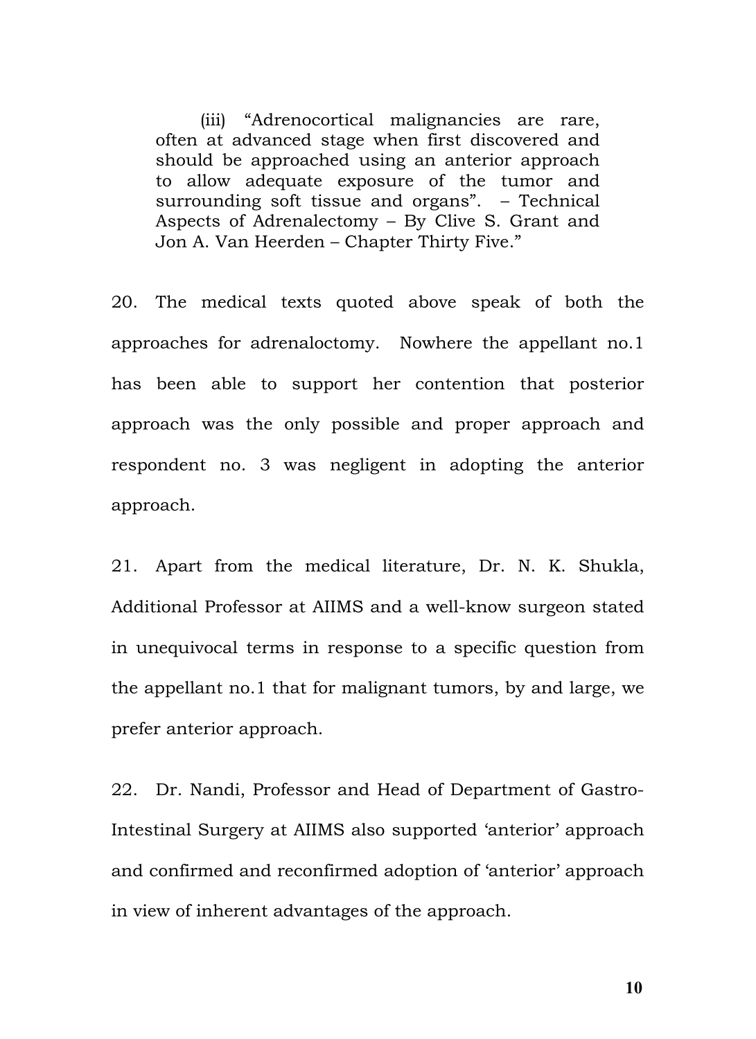> (iii) "Adrenocortical malignancies are rare, often at advanced stage when first discovered and should be approached using an anterior approach to allow adequate exposure of the tumor and surrounding soft tissue and organs". – Technical Aspects of Adrenalectomy – By Clive S. Grant and Jon A. Van Heerden – Chapter Thirty Five."

20. The medical texts quoted above speak of both the approaches for adrenaloctomy. Nowhere the appellant no.1 has been able to support her contention that posterior approach was the only possible and proper approach and respondent no. 3 was negligent in adopting the anterior approach.

21. Apart from the medical literature, Dr. N. K. Shukla, Additional Professor at AIIMS and a well-know surgeon stated in unequivocal terms in response to a specific question from the appellant no.1 that for malignant tumors, by and large, we prefer anterior approach.

22. Dr. Nandi, Professor and Head of Department of Gastro-Intestinal Surgery at AIIMS also supported 'anterior' approach and confirmed and reconfirmed adoption of 'anterior' approach in view of inherent advantages of the approach.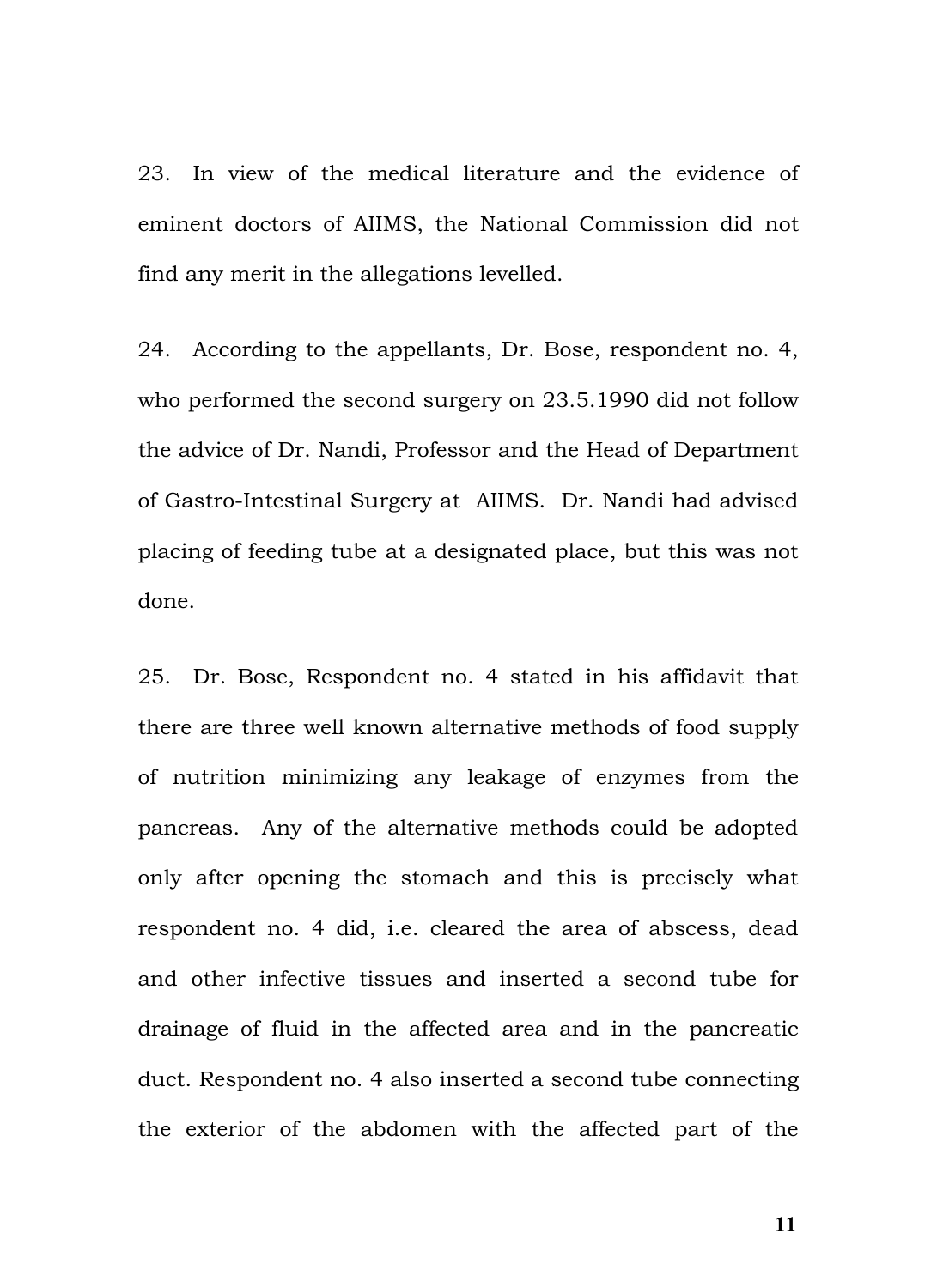23. In view of the medical literature and the evidence of eminent doctors of AIIMS, the National Commission did not find any merit in the allegations levelled.

24. According to the appellants, Dr. Bose, respondent no. 4, who performed the second surgery on 23.5.1990 did not follow the advice of Dr. Nandi, Professor and the Head of Department of Gastro-Intestinal Surgery at AIIMS. Dr. Nandi had advised placing of feeding tube at a designated place, but this was not done.

25. Dr. Bose, Respondent no. 4 stated in his affidavit that there are three well known alternative methods of food supply of nutrition minimizing any leakage of enzymes from the pancreas. Any of the alternative methods could be adopted only after opening the stomach and this is precisely what respondent no. 4 did, i.e. cleared the area of abscess, dead and other infective tissues and inserted a second tube for drainage of fluid in the affected area and in the pancreatic duct. Respondent no. 4 also inserted a second tube connecting the exterior of the abdomen with the affected part of the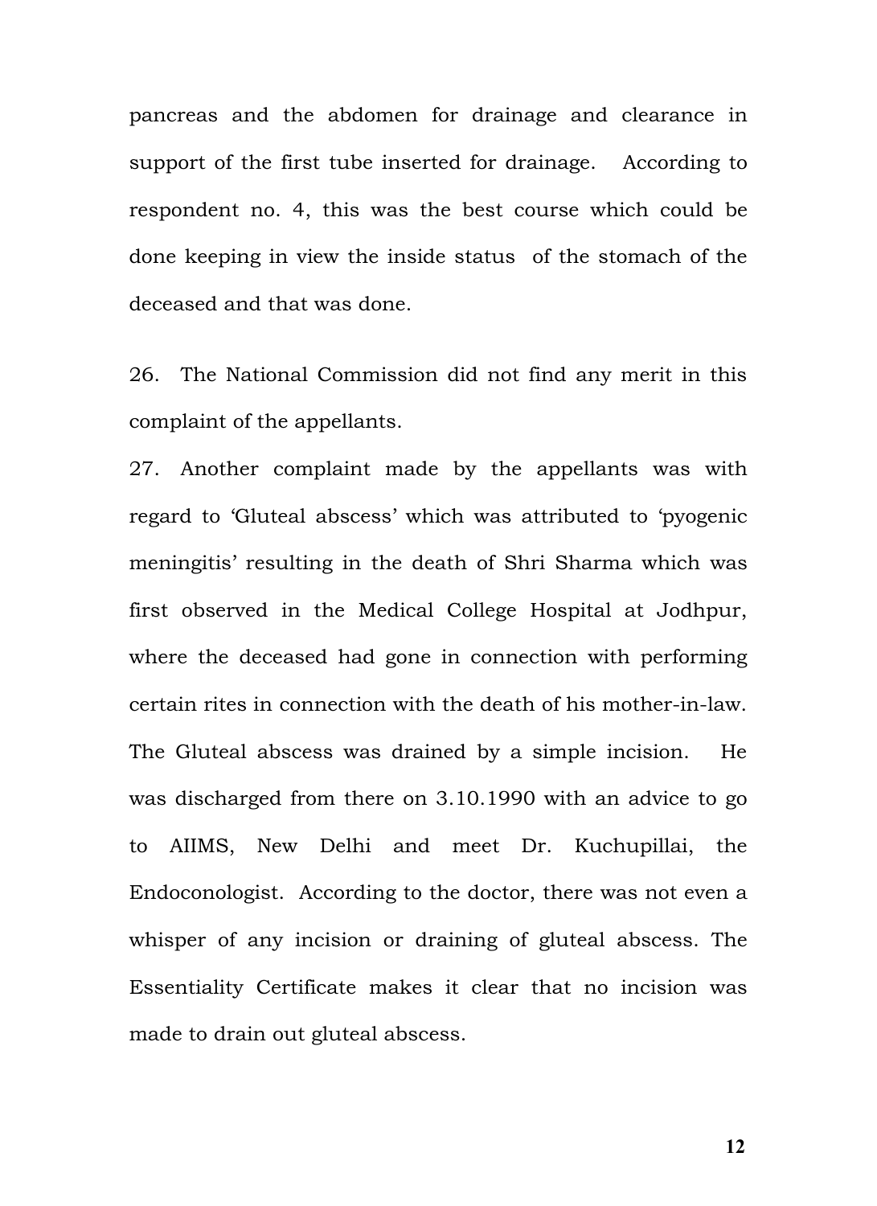pancreas and the abdomen for drainage and clearance in support of the first tube inserted for drainage. According to respondent no. 4, this was the best course which could be done keeping in view the inside status of the stomach of the deceased and that was done.

26. The National Commission did not find any merit in this complaint of the appellants.

27. Another complaint made by the appellants was with regard to 'Gluteal abscess' which was attributed to 'pyogenic meningitis' resulting in the death of Shri Sharma which was first observed in the Medical College Hospital at Jodhpur, where the deceased had gone in connection with performing certain rites in connection with the death of his mother-in-law. The Gluteal abscess was drained by a simple incision. He was discharged from there on 3.10.1990 with an advice to go to AIIMS, New Delhi and meet Dr. Kuchupillai, the Endoconologist. According to the doctor, there was not even a whisper of any incision or draining of gluteal abscess. The Essentiality Certificate makes it clear that no incision was made to drain out gluteal abscess.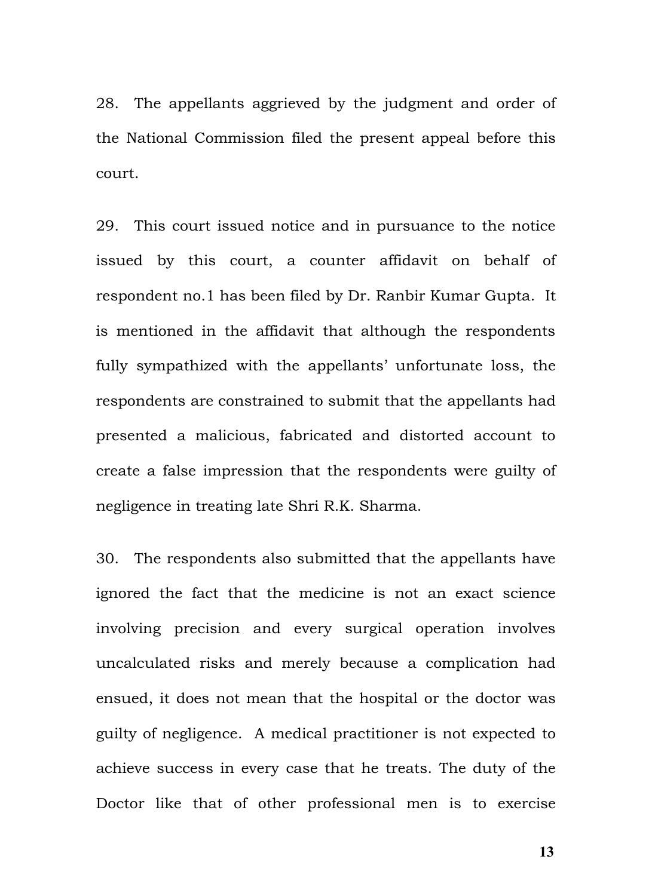28. The appellants aggrieved by the judgment and order of the National Commission filed the present appeal before this court.

29. This court issued notice and in pursuance to the notice issued by this court, a counter affidavit on behalf of respondent no.1 has been filed by Dr. Ranbir Kumar Gupta. It is mentioned in the affidavit that although the respondents fully sympathized with the appellants' unfortunate loss, the respondents are constrained to submit that the appellants had presented a malicious, fabricated and distorted account to create a false impression that the respondents were guilty of negligence in treating late Shri R.K. Sharma.

30. The respondents also submitted that the appellants have ignored the fact that the medicine is not an exact science involving precision and every surgical operation involves uncalculated risks and merely because a complication had ensued, it does not mean that the hospital or the doctor was guilty of negligence. A medical practitioner is not expected to achieve success in every case that he treats. The duty of the Doctor like that of other professional men is to exercise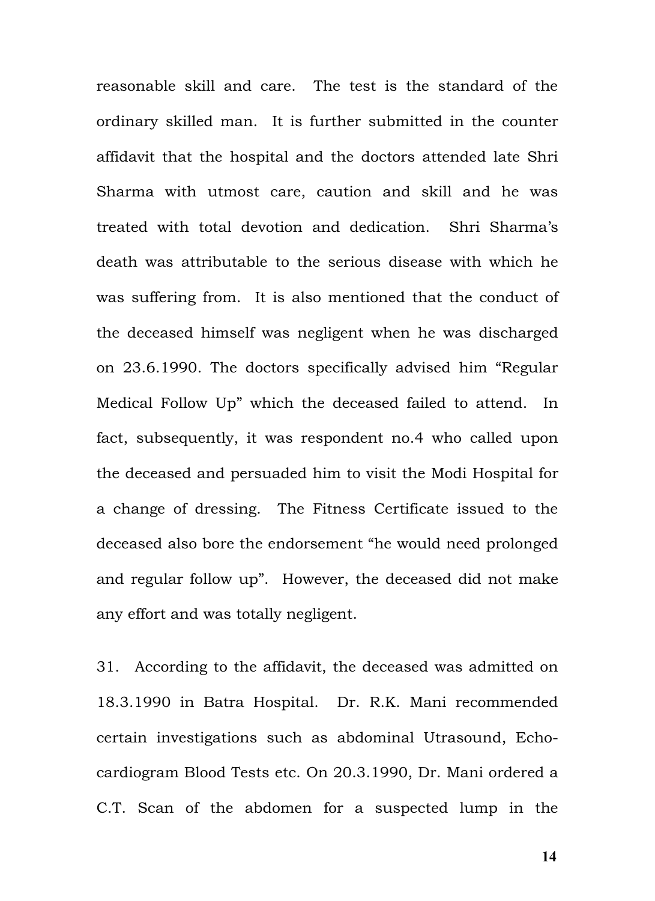reasonable skill and care. The test is the standard of the ordinary skilled man. It is further submitted in the counter affidavit that the hospital and the doctors attended late Shri Sharma with utmost care, caution and skill and he was treated with total devotion and dedication. Shri Sharma's death was attributable to the serious disease with which he was suffering from. It is also mentioned that the conduct of the deceased himself was negligent when he was discharged on 23.6.1990. The doctors specifically advised him "Regular Medical Follow Up" which the deceased failed to attend. In fact, subsequently, it was respondent no.4 who called upon the deceased and persuaded him to visit the Modi Hospital for a change of dressing. The Fitness Certificate issued to the deceased also bore the endorsement "he would need prolonged and regular follow up". However, the deceased did not make any effort and was totally negligent.

31. According to the affidavit, the deceased was admitted on 18.3.1990 in Batra Hospital. Dr. R.K. Mani recommended certain investigations such as abdominal Utrasound, Echo-cardiogram Blood Tests etc. On 20.3.1990, Dr. Mani ordered a C.T. Scan of the abdomen for a suspected lump in the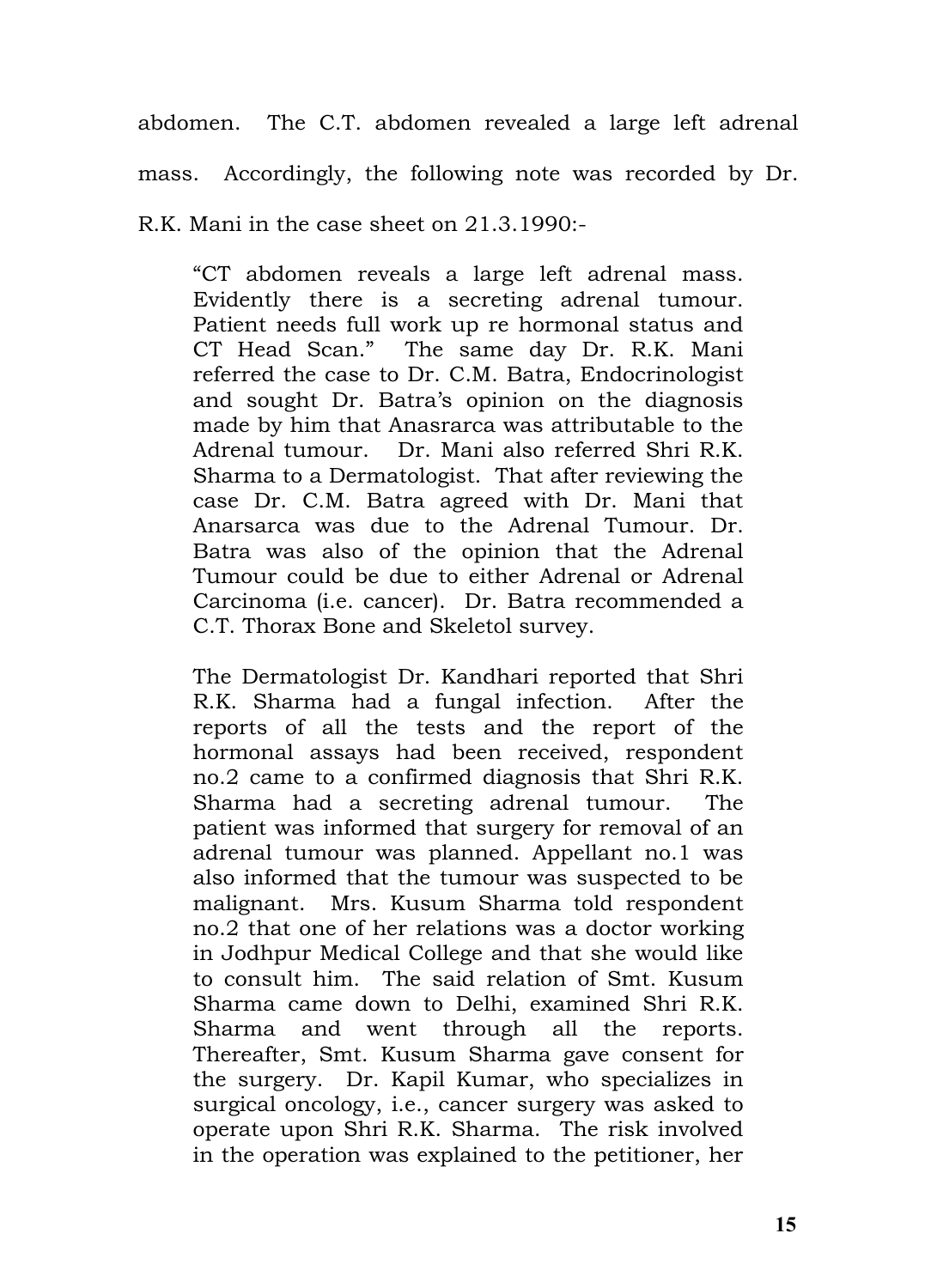abdomen. The C.T. abdomen revealed a large left adrenal mass. Accordingly, the following note was recorded by Dr. R.K. Mani in the case sheet on 21.3.1990:-

> "CT abdomen reveals a large left adrenal mass. Evidently there is a secreting adrenal tumour. Patient needs full work up re hormonal status and CT Head Scan." The same day Dr. R.K. Mani referred the case to Dr. C.M. Batra, Endocrinologist and sought Dr. Batra's opinion on the diagnosis made by him that Anasrarca was attributable to the Adrenal tumour. Dr. Mani also referred Shri R.K. Sharma to a Dermatologist. That after reviewing the case Dr. C.M. Batra agreed with Dr. Mani that Anarsarca was due to the Adrenal Tumour. Dr. Batra was also of the opinion that the Adrenal Tumour could be due to either Adrenal or Adrenal Carcinoma (i.e. cancer). Dr. Batra recommended a C.T. Thorax Bone and Skeletol survey.
>
> The Dermatologist Dr. Kandhari reported that Shri R.K. Sharma had a fungal infection. After the reports of all the tests and the report of the hormonal assays had been received, respondent no.2 came to a confirmed diagnosis that Shri R.K. Sharma had a secreting adrenal tumour. The patient was informed that surgery for removal of an adrenal tumour was planned. Appellant no.1 was also informed that the tumour was suspected to be malignant. Mrs. Kusum Sharma told respondent no.2 that one of her relations was a doctor working in Jodhpur Medical College and that she would like to consult him. The said relation of Smt. Kusum Sharma came down to Delhi, examined Shri R.K. Sharma and went through all the reports. Thereafter, Smt. Kusum Sharma gave consent for the surgery. Dr. Kapil Kumar, who specializes in surgical oncology, i.e., cancer surgery was asked to operate upon Shri R.K. Sharma. The risk involved in the operation was explained to the petitioner, her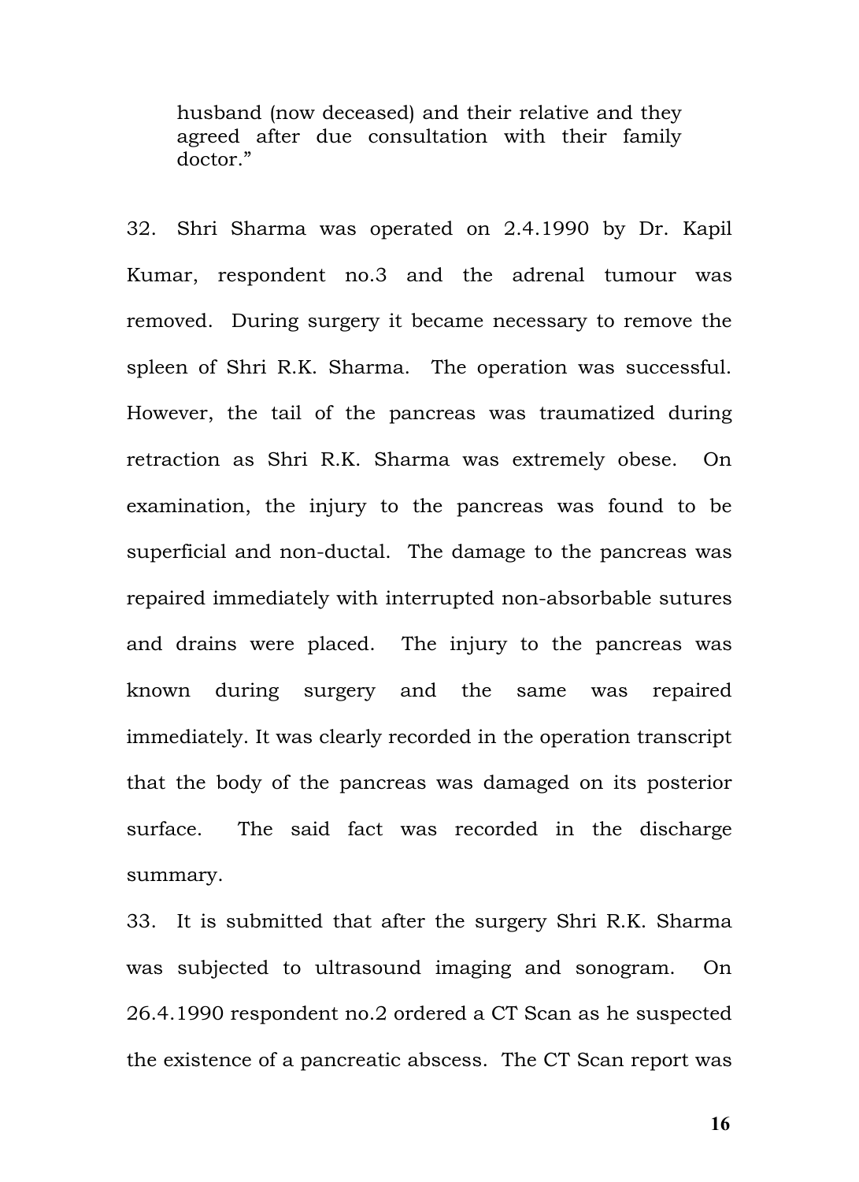> husband (now deceased) and their relative and they agreed after due consultation with their family doctor."

32. Shri Sharma was operated on 2.4.1990 by Dr. Kapil Kumar, respondent no.3 and the adrenal tumour was removed. During surgery it became necessary to remove the spleen of Shri R.K. Sharma. The operation was successful. However, the tail of the pancreas was traumatized during retraction as Shri R.K. Sharma was extremely obese. On examination, the injury to the pancreas was found to be superficial and non-ductal. The damage to the pancreas was repaired immediately with interrupted non-absorbable sutures and drains were placed. The injury to the pancreas was known during surgery and the same was repaired immediately. It was clearly recorded in the operation transcript that the body of the pancreas was damaged on its posterior surface. The said fact was recorded in the discharge summary.

33. It is submitted that after the surgery Shri R.K. Sharma was subjected to ultrasound imaging and sonogram. On 26.4.1990 respondent no.2 ordered a CT Scan as he suspected the existence of a pancreatic abscess. The CT Scan report was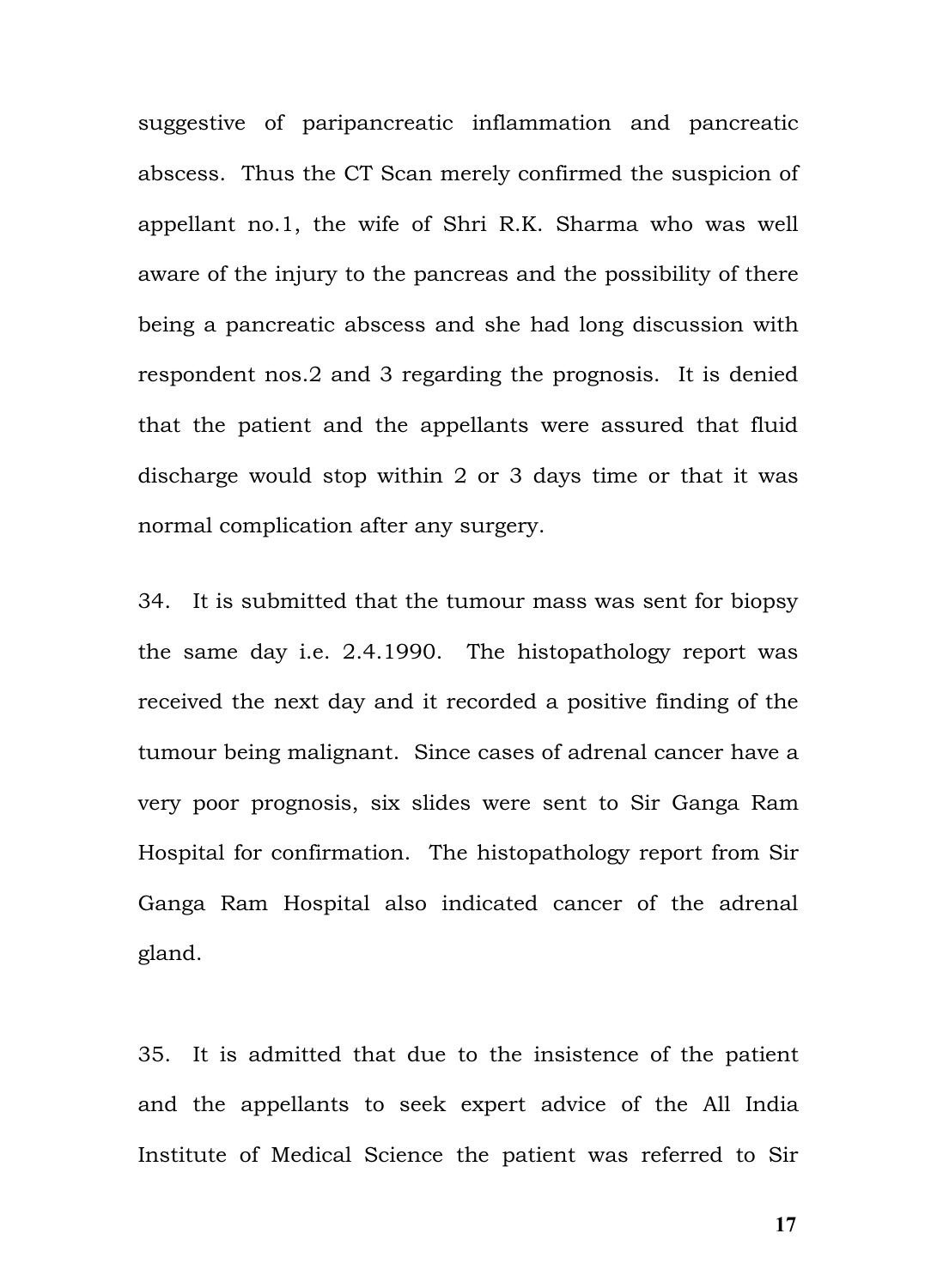suggestive of paripancreatic inflammation and pancreatic abscess. Thus the CT Scan merely confirmed the suspicion of appellant no.1, the wife of Shri R.K. Sharma who was well aware of the injury to the pancreas and the possibility of there being a pancreatic abscess and she had long discussion with respondent nos.2 and 3 regarding the prognosis. It is denied that the patient and the appellants were assured that fluid discharge would stop within 2 or 3 days time or that it was normal complication after any surgery.

34. It is submitted that the tumour mass was sent for biopsy the same day i.e. 2.4.1990. The histopathology report was received the next day and it recorded a positive finding of the tumour being malignant. Since cases of adrenal cancer have a very poor prognosis, six slides were sent to Sir Ganga Ram Hospital for confirmation. The histopathology report from Sir Ganga Ram Hospital also indicated cancer of the adrenal gland.

35. It is admitted that due to the insistence of the patient and the appellants to seek expert advice of the All India Institute of Medical Science the patient was referred to Sir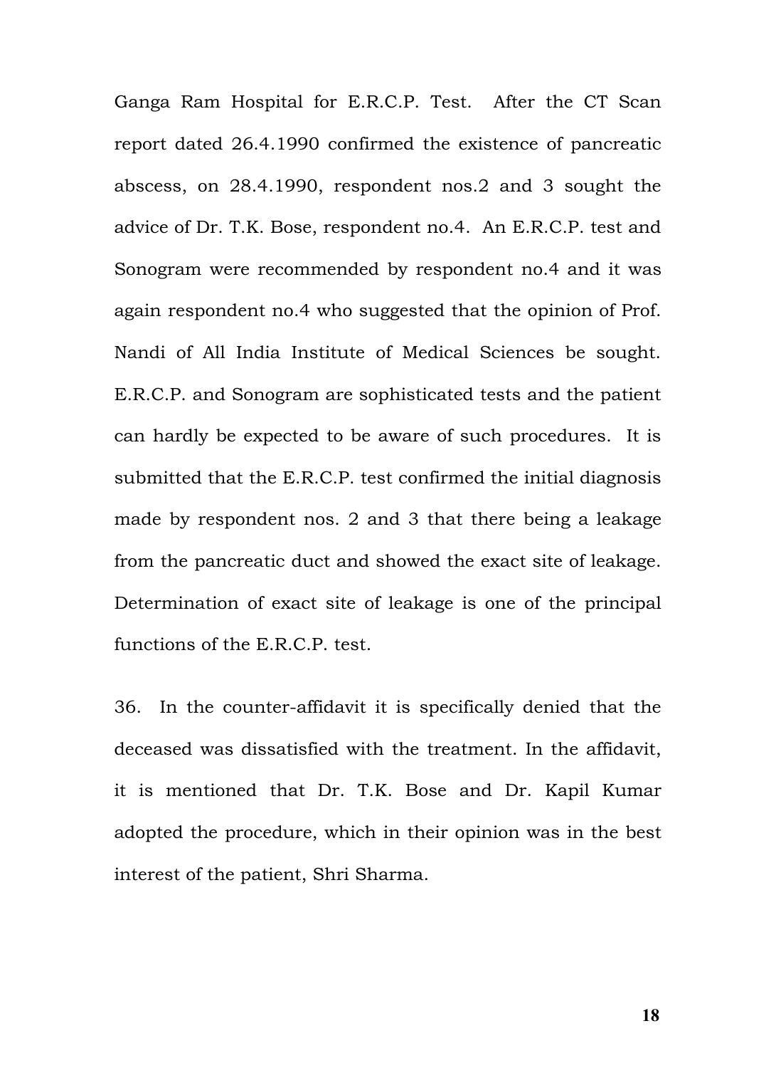Ganga Ram Hospital for E.R.C.P. Test. After the CT Scan report dated 26.4.1990 confirmed the existence of pancreatic abscess, on 28.4.1990, respondent nos.2 and 3 sought the advice of Dr. T.K. Bose, respondent no.4. An E.R.C.P. test and Sonogram were recommended by respondent no.4 and it was again respondent no.4 who suggested that the opinion of Prof. Nandi of All India Institute of Medical Sciences be sought. E.R.C.P. and Sonogram are sophisticated tests and the patient can hardly be expected to be aware of such procedures. It is submitted that the E.R.C.P. test confirmed the initial diagnosis made by respondent nos. 2 and 3 that there being a leakage from the pancreatic duct and showed the exact site of leakage. Determination of exact site of leakage is one of the principal functions of the E.R.C.P. test.

36. In the counter-affidavit it is specifically denied that the deceased was dissatisfied with the treatment. In the affidavit, it is mentioned that Dr. T.K. Bose and Dr. Kapil Kumar adopted the procedure, which in their opinion was in the best interest of the patient, Shri Sharma.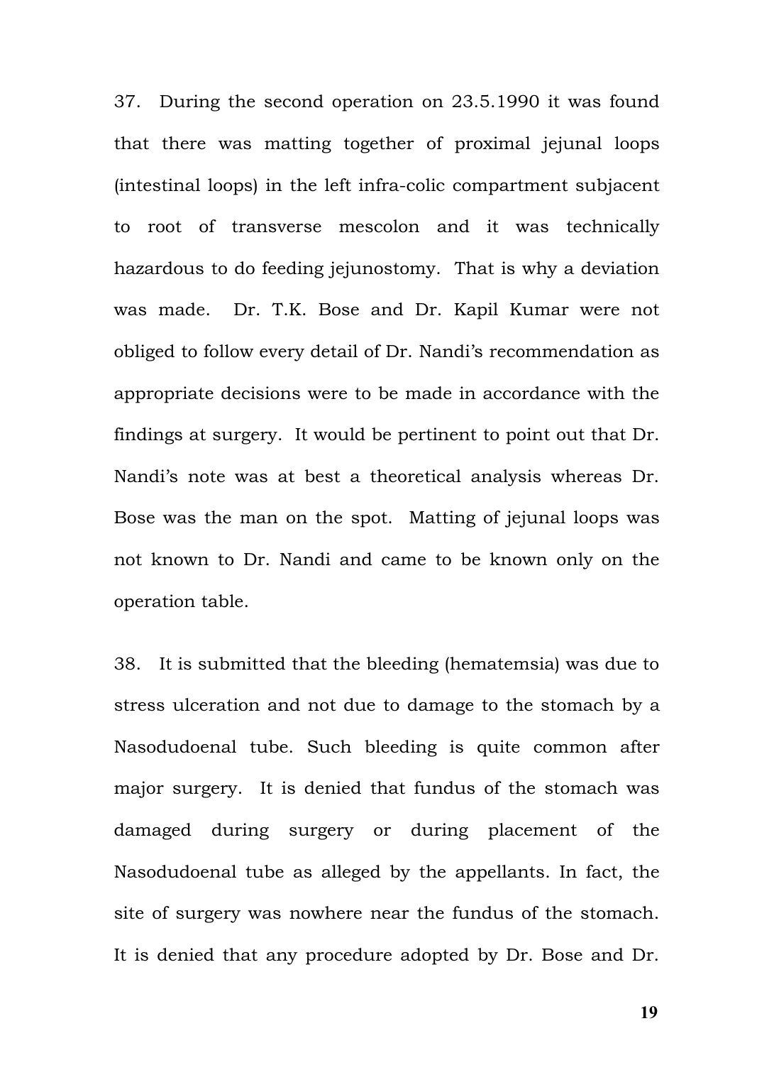37. During the second operation on 23.5.1990 it was found that there was matting together of proximal jejunal loops (intestinal loops) in the left infra-colic compartment subjacent to root of transverse mescolon and it was technically hazardous to do feeding jejunostomy. That is why a deviation was made. Dr. T.K. Bose and Dr. Kapil Kumar were not obliged to follow every detail of Dr. Nandi's recommendation as appropriate decisions were to be made in accordance with the findings at surgery. It would be pertinent to point out that Dr. Nandi's note was at best a theoretical analysis whereas Dr. Bose was the man on the spot. Matting of jejunal loops was not known to Dr. Nandi and came to be known only on the operation table.

38. It is submitted that the bleeding (hematemsia) was due to stress ulceration and not due to damage to the stomach by a Nasodudoenal tube. Such bleeding is quite common after major surgery. It is denied that fundus of the stomach was damaged during surgery or during placement of the Nasodudoenal tube as alleged by the appellants. In fact, the site of surgery was nowhere near the fundus of the stomach. It is denied that any procedure adopted by Dr. Bose and Dr.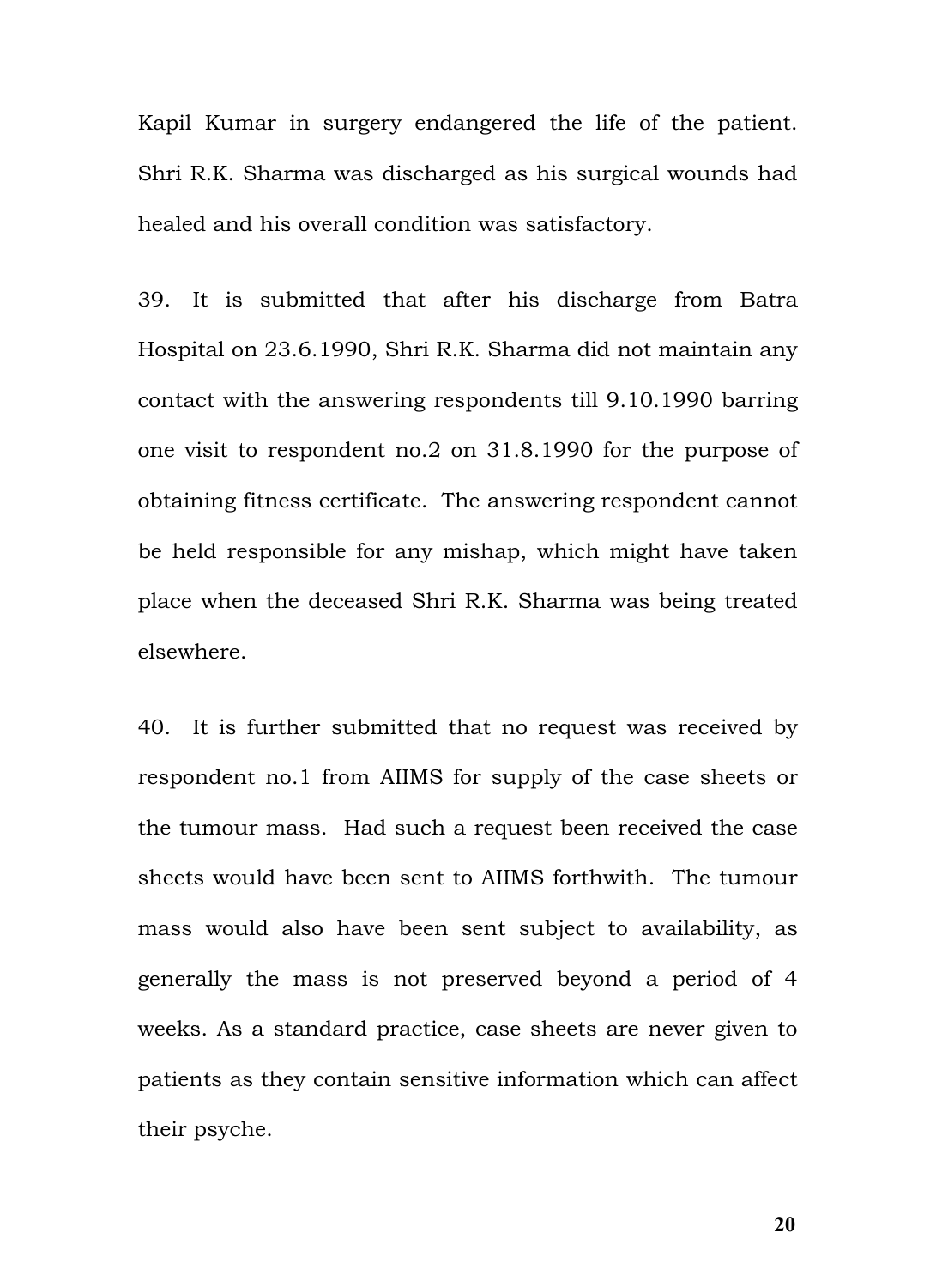Kapil Kumar in surgery endangered the life of the patient. Shri R.K. Sharma was discharged as his surgical wounds had healed and his overall condition was satisfactory.

39. It is submitted that after his discharge from Batra Hospital on 23.6.1990, Shri R.K. Sharma did not maintain any contact with the answering respondents till 9.10.1990 barring one visit to respondent no.2 on 31.8.1990 for the purpose of obtaining fitness certificate. The answering respondent cannot be held responsible for any mishap, which might have taken place when the deceased Shri R.K. Sharma was being treated elsewhere.

40. It is further submitted that no request was received by respondent no.1 from AIIMS for supply of the case sheets or the tumour mass. Had such a request been received the case sheets would have been sent to AIIMS forthwith. The tumour mass would also have been sent subject to availability, as generally the mass is not preserved beyond a period of 4 weeks. As a standard practice, case sheets are never given to patients as they contain sensitive information which can affect their psyche.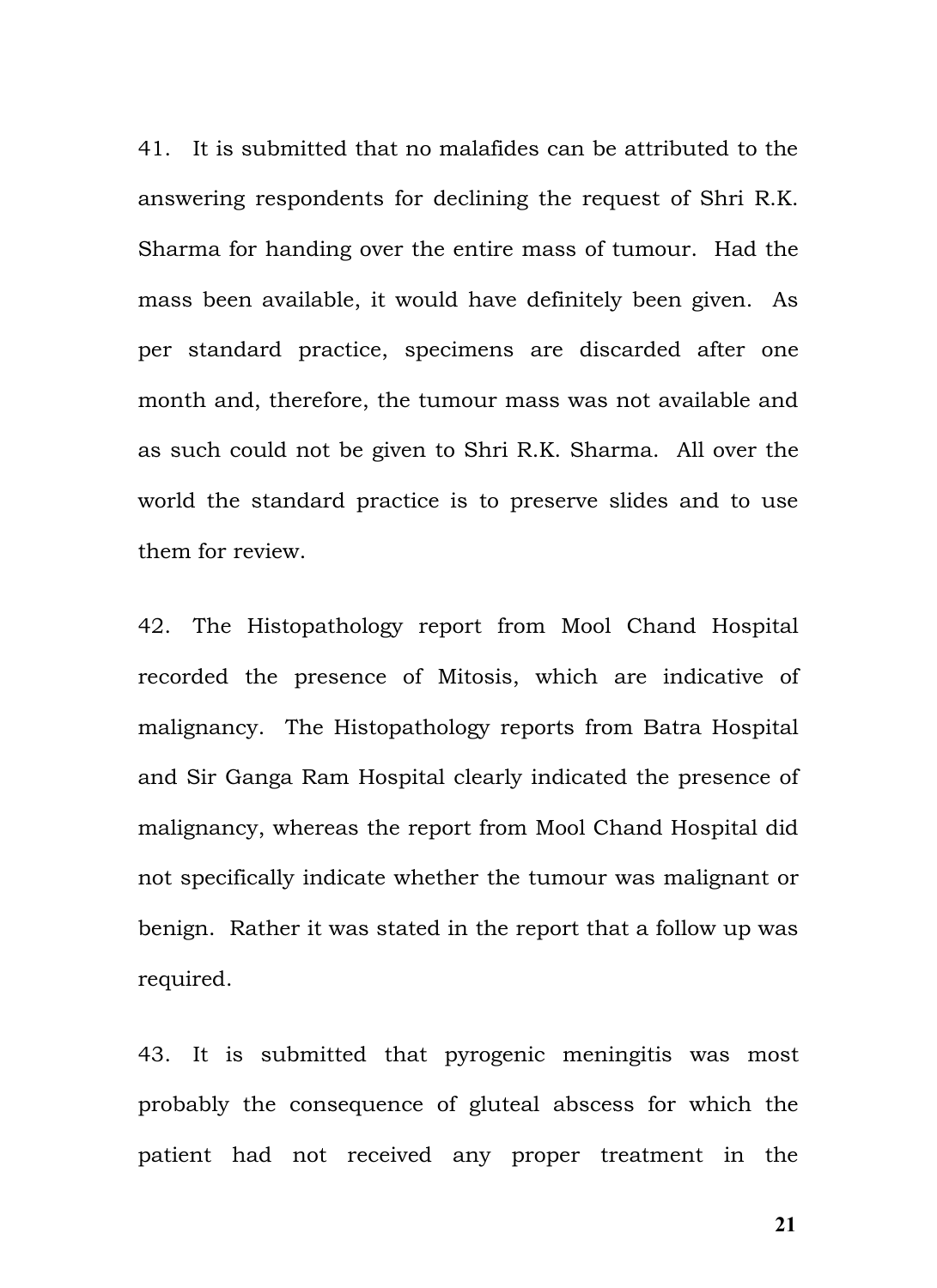41. It is submitted that no malafides can be attributed to the answering respondents for declining the request of Shri R.K. Sharma for handing over the entire mass of tumour. Had the mass been available, it would have definitely been given. As per standard practice, specimens are discarded after one month and, therefore, the tumour mass was not available and as such could not be given to Shri R.K. Sharma. All over the world the standard practice is to preserve slides and to use them for review.

42. The Histopathology report from Mool Chand Hospital recorded the presence of Mitosis, which are indicative of malignancy. The Histopathology reports from Batra Hospital and Sir Ganga Ram Hospital clearly indicated the presence of malignancy, whereas the report from Mool Chand Hospital did not specifically indicate whether the tumour was malignant or benign. Rather it was stated in the report that a follow up was required.

43. It is submitted that pyrogenic meningitis was most probably the consequence of gluteal abscess for which the patient had not received any proper treatment in the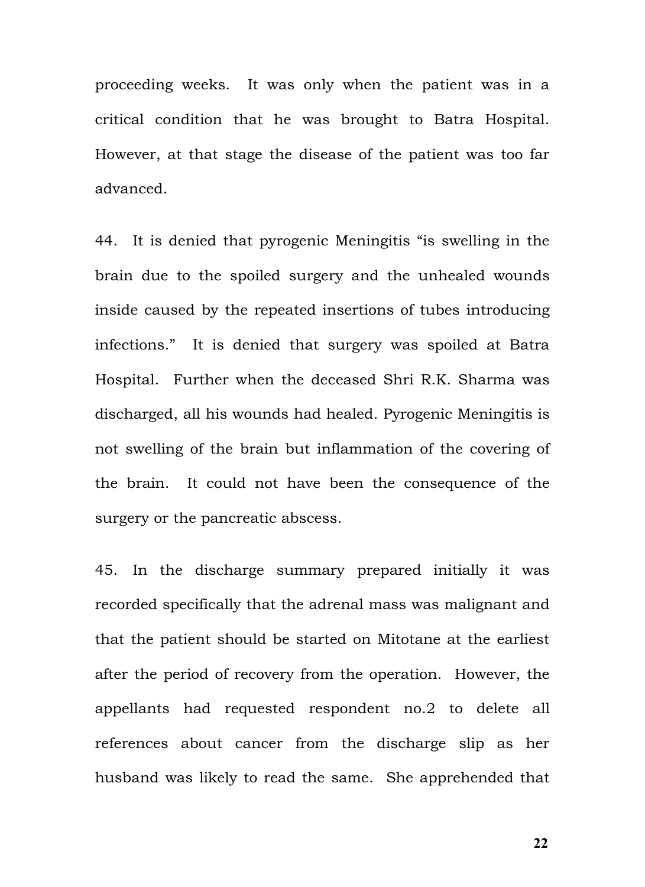proceeding weeks. It was only when the patient was in a critical condition that he was brought to Batra Hospital. However, at that stage the disease of the patient was too far advanced.

44. It is denied that pyrogenic Meningitis "is swelling in the brain due to the spoiled surgery and the unhealed wounds inside caused by the repeated insertions of tubes introducing infections." It is denied that surgery was spoiled at Batra Hospital. Further when the deceased Shri R.K. Sharma was discharged, all his wounds had healed. Pyrogenic Meningitis is not swelling of the brain but inflammation of the covering of the brain. It could not have been the consequence of the surgery or the pancreatic abscess.

45. In the discharge summary prepared initially it was recorded specifically that the adrenal mass was malignant and that the patient should be started on Mitotane at the earliest after the period of recovery from the operation. However, the appellants had requested respondent no.2 to delete all references about cancer from the discharge slip as her husband was likely to read the same. She apprehended that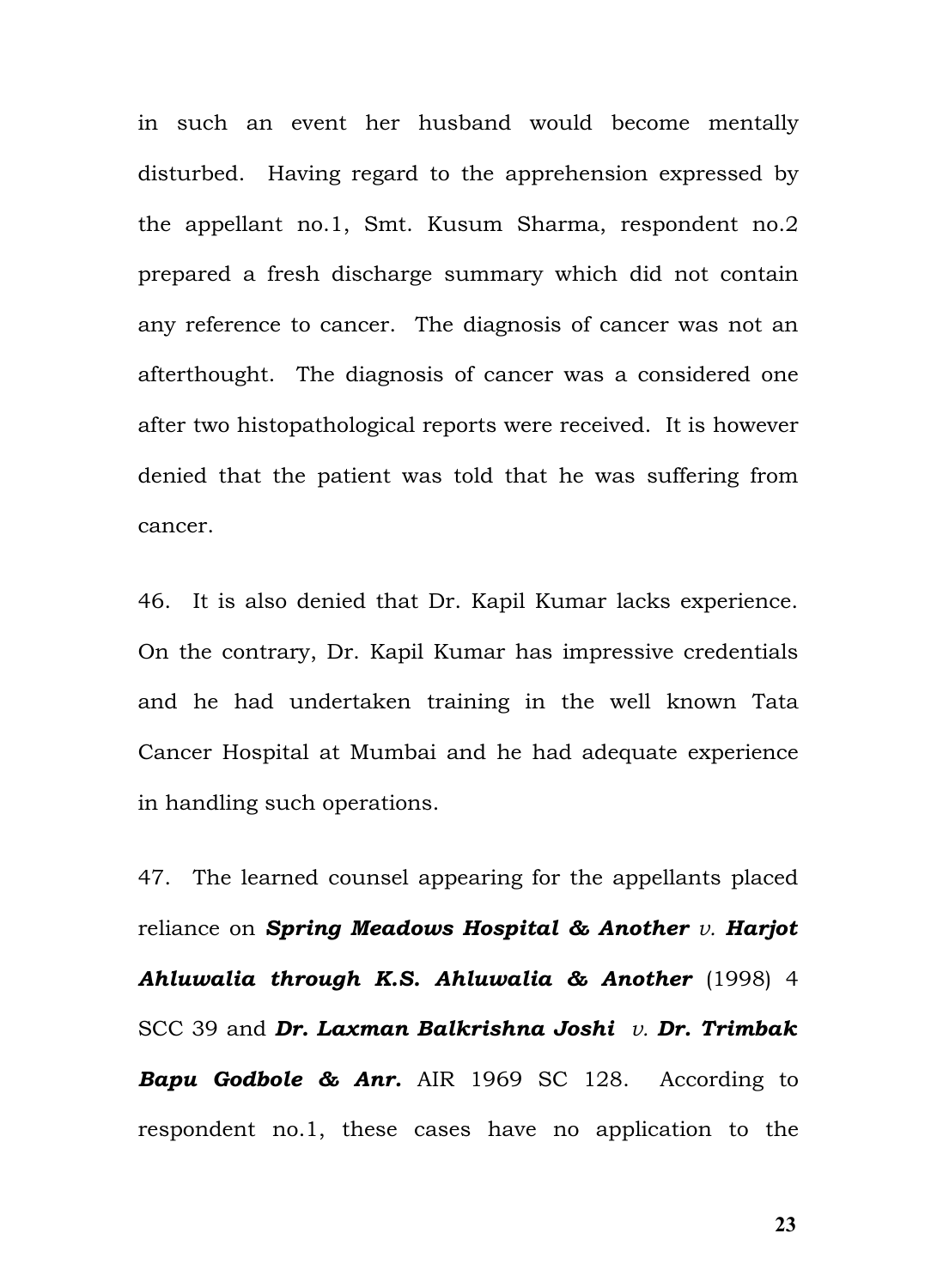in such an event her husband would become mentally disturbed. Having regard to the apprehension expressed by the appellant no.1, Smt. Kusum Sharma, respondent no.2 prepared a fresh discharge summary which did not contain any reference to cancer. The diagnosis of cancer was not an afterthought. The diagnosis of cancer was a considered one after two histopathological reports were received. It is however denied that the patient was told that he was suffering from cancer.

46. It is also denied that Dr. Kapil Kumar lacks experience. On the contrary, Dr. Kapil Kumar has impressive credentials and he had undertaken training in the well known Tata Cancer Hospital at Mumbai and he had adequate experience in handling such operations.

47. The learned counsel appearing for the appellants placed reliance on ***Spring Meadows Hospital & Another*** *v.* ***Harjot Ahluwalia through K.S. Ahluwalia & Another*** (1998) 4 SCC 39 and ***Dr. Laxman Balkrishna Joshi*** *v.* ***Dr. Trimbak Bapu Godbole & Anr.*** AIR 1969 SC 128. According to respondent no.1, these cases have no application to the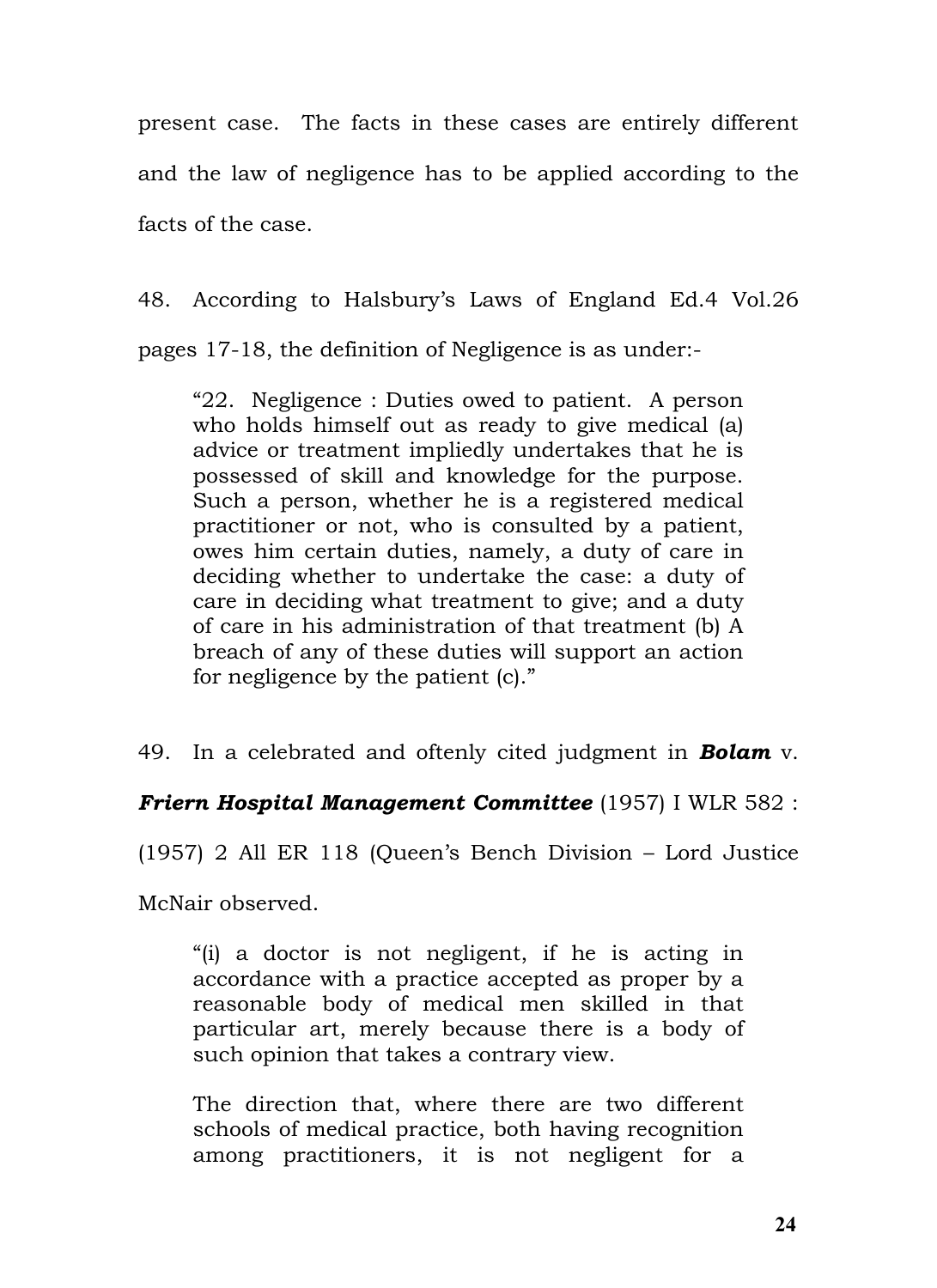present case. The facts in these cases are entirely different and the law of negligence has to be applied according to the facts of the case.

48. According to Halsbury's Laws of England Ed.4 Vol.26 pages 17-18, the definition of Negligence is as under:-

> "22. Negligence : Duties owed to patient. A person who holds himself out as ready to give medical (a) advice or treatment impliedly undertakes that he is possessed of skill and knowledge for the purpose. Such a person, whether he is a registered medical practitioner or not, who is consulted by a patient, owes him certain duties, namely, a duty of care in deciding whether to undertake the case: a duty of care in deciding what treatment to give; and a duty of care in his administration of that treatment (b) A breach of any of these duties will support an action for negligence by the patient (c)."

49. In a celebrated and oftenly cited judgment in ***Bolam*** v. ***Friern Hospital Management Committee*** (1957) I WLR 582 : (1957) 2 All ER 118 (Queen's Bench Division – Lord Justice McNair observed.

> "(i) a doctor is not negligent, if he is acting in accordance with a practice accepted as proper by a reasonable body of medical men skilled in that particular art, merely because there is a body of such opinion that takes a contrary view.
>
> The direction that, where there are two different schools of medical practice, both having recognition among practitioners, it is not negligent for a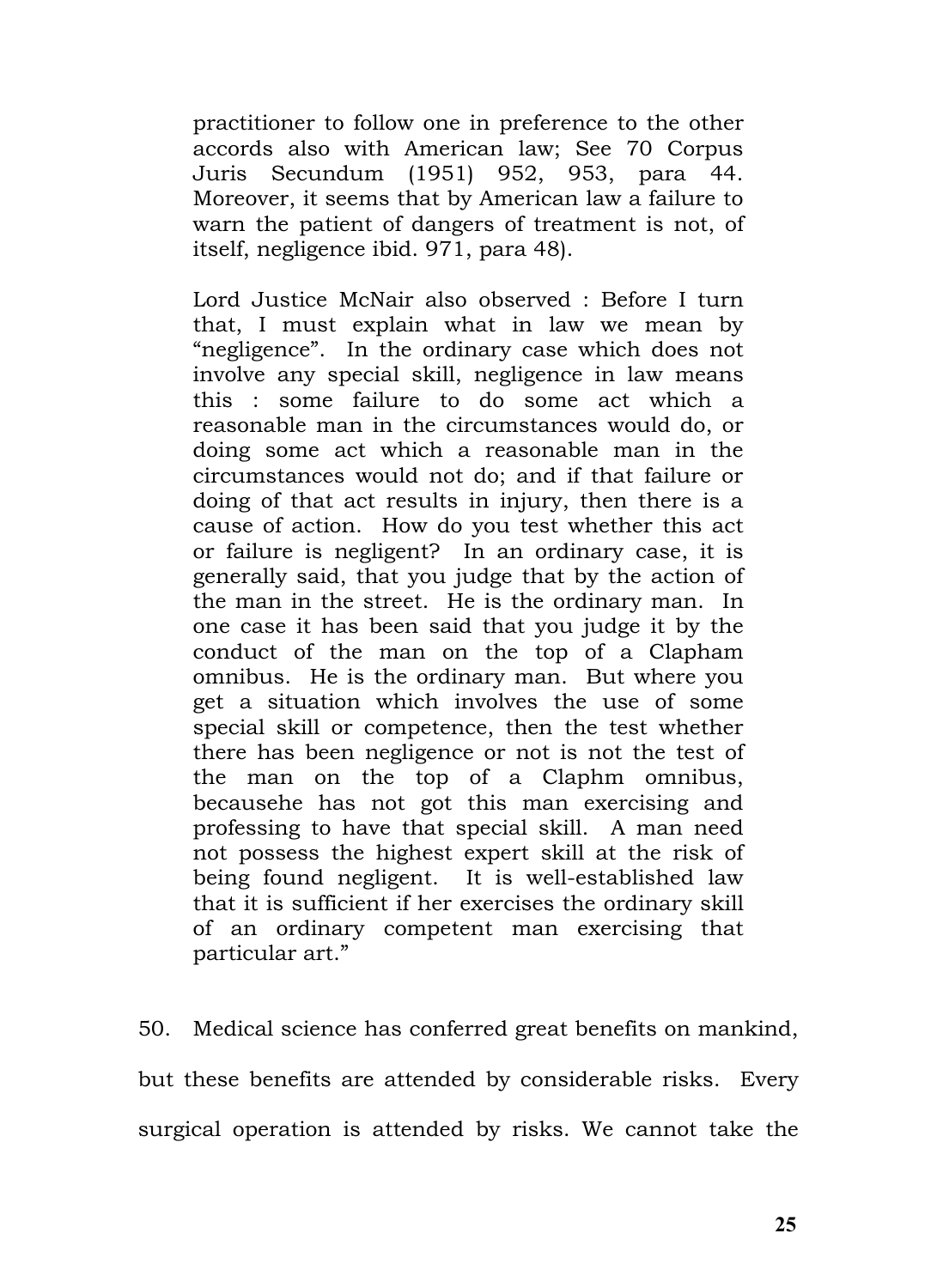> practitioner to follow one in preference to the other accords also with American law; See 70 Corpus Juris Secundum (1951) 952, 953, para 44. Moreover, it seems that by American law a failure to warn the patient of dangers of treatment is not, of itself, negligence ibid. 971, para 48).
>
> Lord Justice McNair also observed : Before I turn that, I must explain what in law we mean by "negligence". In the ordinary case which does not involve any special skill, negligence in law means this : some failure to do some act which a reasonable man in the circumstances would do, or doing some act which a reasonable man in the circumstances would not do; and if that failure or doing of that act results in injury, then there is a cause of action. How do you test whether this act or failure is negligent? In an ordinary case, it is generally said, that you judge that by the action of the man in the street. He is the ordinary man. In one case it has been said that you judge it by the conduct of the man on the top of a Clapham omnibus. He is the ordinary man. But where you get a situation which involves the use of some special skill or competence, then the test whether there has been negligence or not is not the test of the man on the top of a Claphm omnibus, becausehe has not got this man exercising and professing to have that special skill. A man need not possess the highest expert skill at the risk of being found negligent. It is well-established law that it is sufficient if her exercises the ordinary skill of an ordinary competent man exercising that particular art."

50. Medical science has conferred great benefits on mankind, but these benefits are attended by considerable risks. Every surgical operation is attended by risks. We cannot take the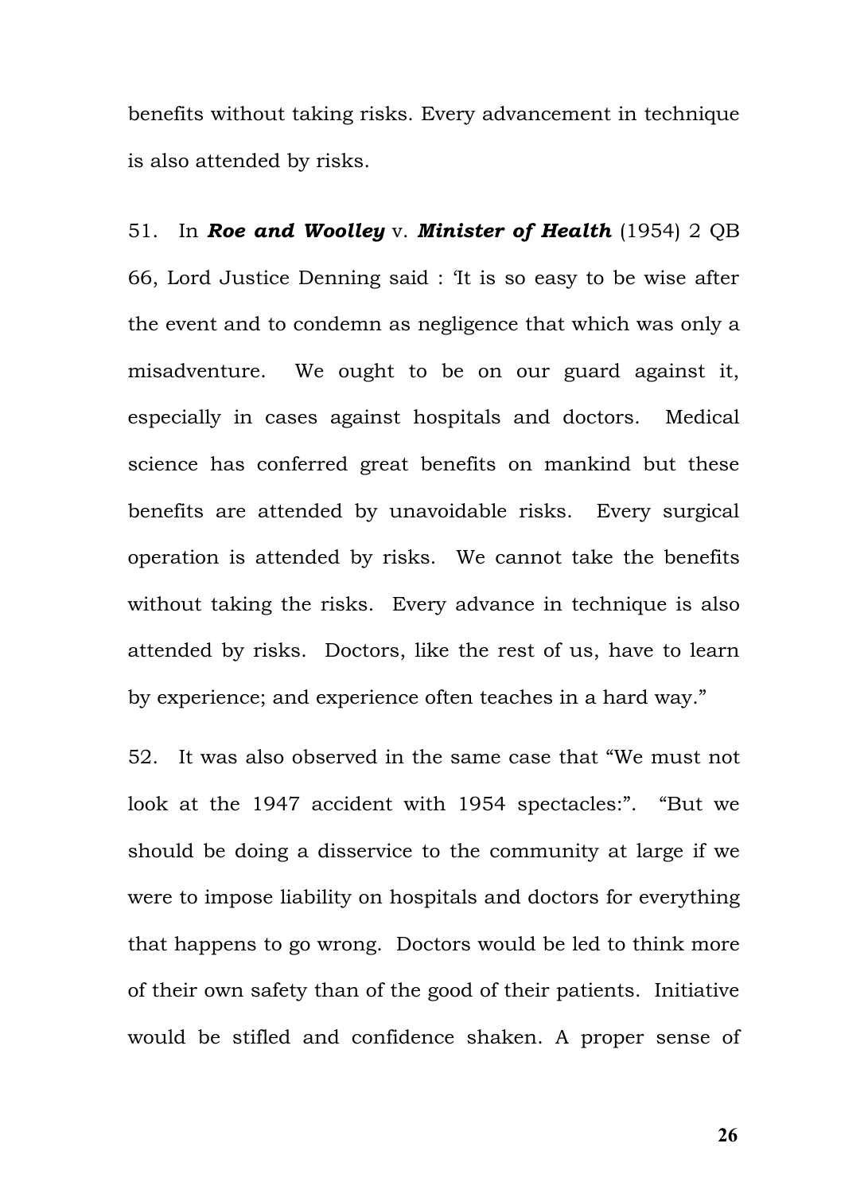benefits without taking risks. Every advancement in technique is also attended by risks.

51. In ***Roe and Woolley*** v. ***Minister of Health*** (1954) 2 QB 66, Lord Justice Denning said : 'It is so easy to be wise after the event and to condemn as negligence that which was only a misadventure. We ought to be on our guard against it, especially in cases against hospitals and doctors. Medical science has conferred great benefits on mankind but these benefits are attended by unavoidable risks. Every surgical operation is attended by risks. We cannot take the benefits without taking the risks. Every advance in technique is also attended by risks. Doctors, like the rest of us, have to learn by experience; and experience often teaches in a hard way."

52. It was also observed in the same case that "We must not look at the 1947 accident with 1954 spectacles:". "But we should be doing a disservice to the community at large if we were to impose liability on hospitals and doctors for everything that happens to go wrong. Doctors would be led to think more of their own safety than of the good of their patients. Initiative would be stifled and confidence shaken. A proper sense of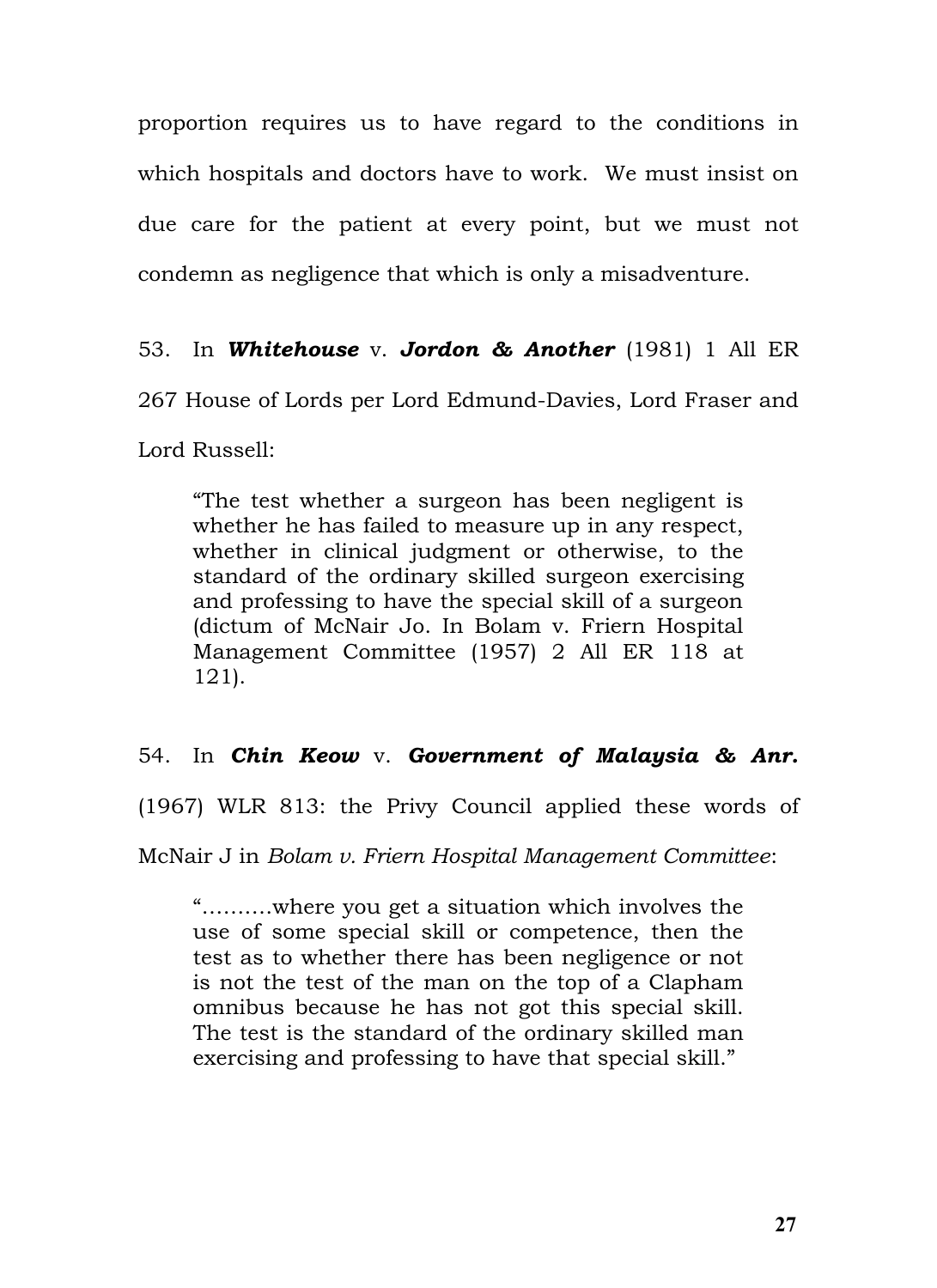proportion requires us to have regard to the conditions in which hospitals and doctors have to work. We must insist on due care for the patient at every point, but we must not condemn as negligence that which is only a misadventure.

53. In ***Whitehouse*** v. ***Jordon & Another*** (1981) 1 All ER 267 House of Lords per Lord Edmund-Davies, Lord Fraser and Lord Russell:

> "The test whether a surgeon has been negligent is whether he has failed to measure up in any respect, whether in clinical judgment or otherwise, to the standard of the ordinary skilled surgeon exercising and professing to have the special skill of a surgeon (dictum of McNair Jo. In Bolam v. Friern Hospital Management Committee (1957) 2 All ER 118 at 121).

54. In ***Chin Keow*** v. ***Government of Malaysia & Anr.*** (1967) WLR 813: the Privy Council applied these words of McNair J in *Bolam v. Friern Hospital Management Committee*:

> "……….where you get a situation which involves the use of some special skill or competence, then the test as to whether there has been negligence or not is not the test of the man on the top of a Clapham omnibus because he has not got this special skill. The test is the standard of the ordinary skilled man exercising and professing to have that special skill."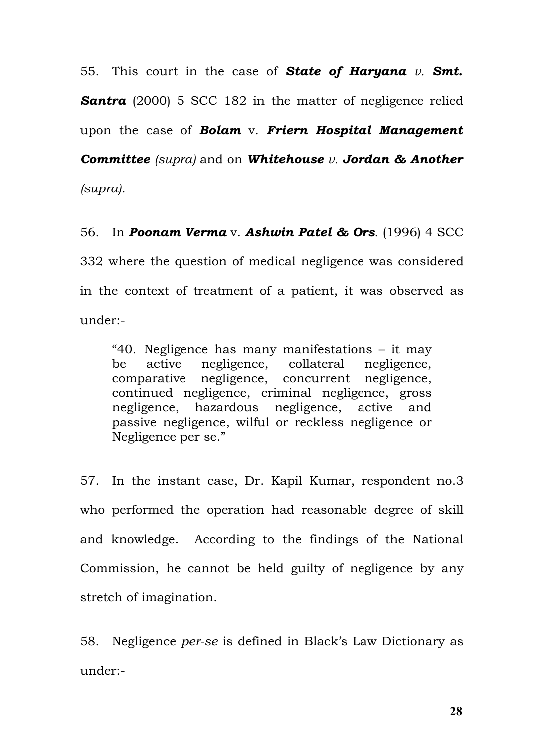55. This court in the case of ***State of Haryana** v. **Smt. Santra*** (2000) 5 SCC 182 in the matter of negligence relied upon the case of ***Bolam*** v. ***Friern Hospital Management Committee*** *(supra)* and on ***Whitehouse** v. **Jordan & Another*** *(supra)*.

56. In ***Poonam Verma*** v. ***Ashwin Patel & Ors***. (1996) 4 SCC 332 where the question of medical negligence was considered in the context of treatment of a patient, it was observed as under:-

> "40. Negligence has many manifestations – it may be active negligence, collateral negligence, comparative negligence, concurrent negligence, continued negligence, criminal negligence, gross negligence, hazardous negligence, active and passive negligence, wilful or reckless negligence or Negligence per se."

57. In the instant case, Dr. Kapil Kumar, respondent no.3 who performed the operation had reasonable degree of skill and knowledge. According to the findings of the National Commission, he cannot be held guilty of negligence by any stretch of imagination.

58. Negligence *per-se* is defined in Black's Law Dictionary as under:-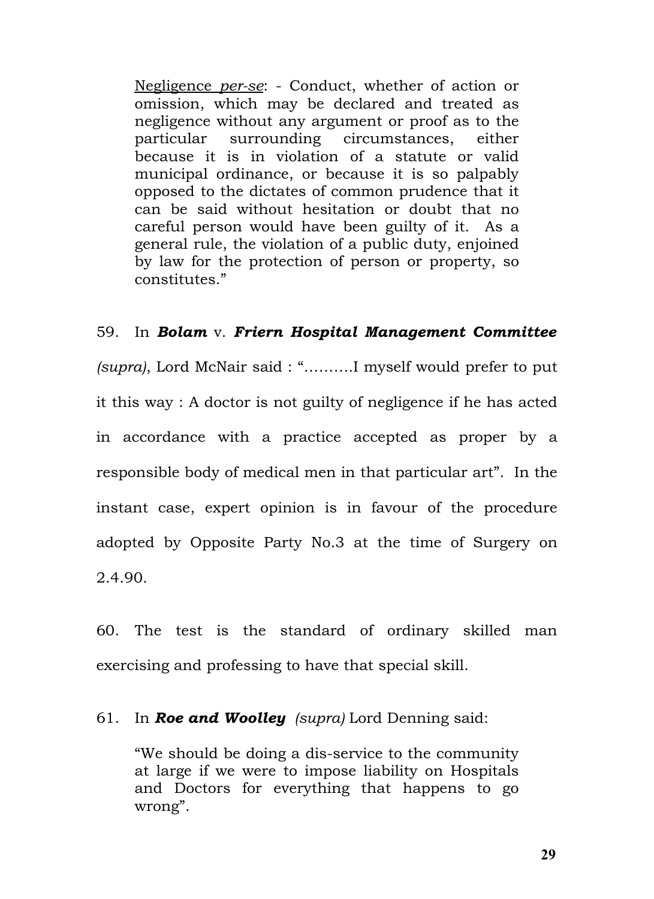> Negligence *per-se*: - Conduct, whether of action or omission, which may be declared and treated as negligence without any argument or proof as to the particular surrounding circumstances, either because it is in violation of a statute or valid municipal ordinance, or because it is so palpably opposed to the dictates of common prudence that it can be said without hesitation or doubt that no careful person would have been guilty of it. As a general rule, the violation of a public duty, enjoined by law for the protection of person or property, so constitutes."

59. In ***Bolam*** v. ***Friern Hospital Management Committee*** *(supra)*, Lord McNair said : "……….I myself would prefer to put it this way : A doctor is not guilty of negligence if he has acted in accordance with a practice accepted as proper by a responsible body of medical men in that particular art". In the instant case, expert opinion is in favour of the procedure adopted by Opposite Party No.3 at the time of Surgery on 2.4.90.

60. The test is the standard of ordinary skilled man exercising and professing to have that special skill.

61. In ***Roe and Woolley*** *(supra)* Lord Denning said:

> "We should be doing a dis-service to the community at large if we were to impose liability on Hospitals and Doctors for everything that happens to go wrong".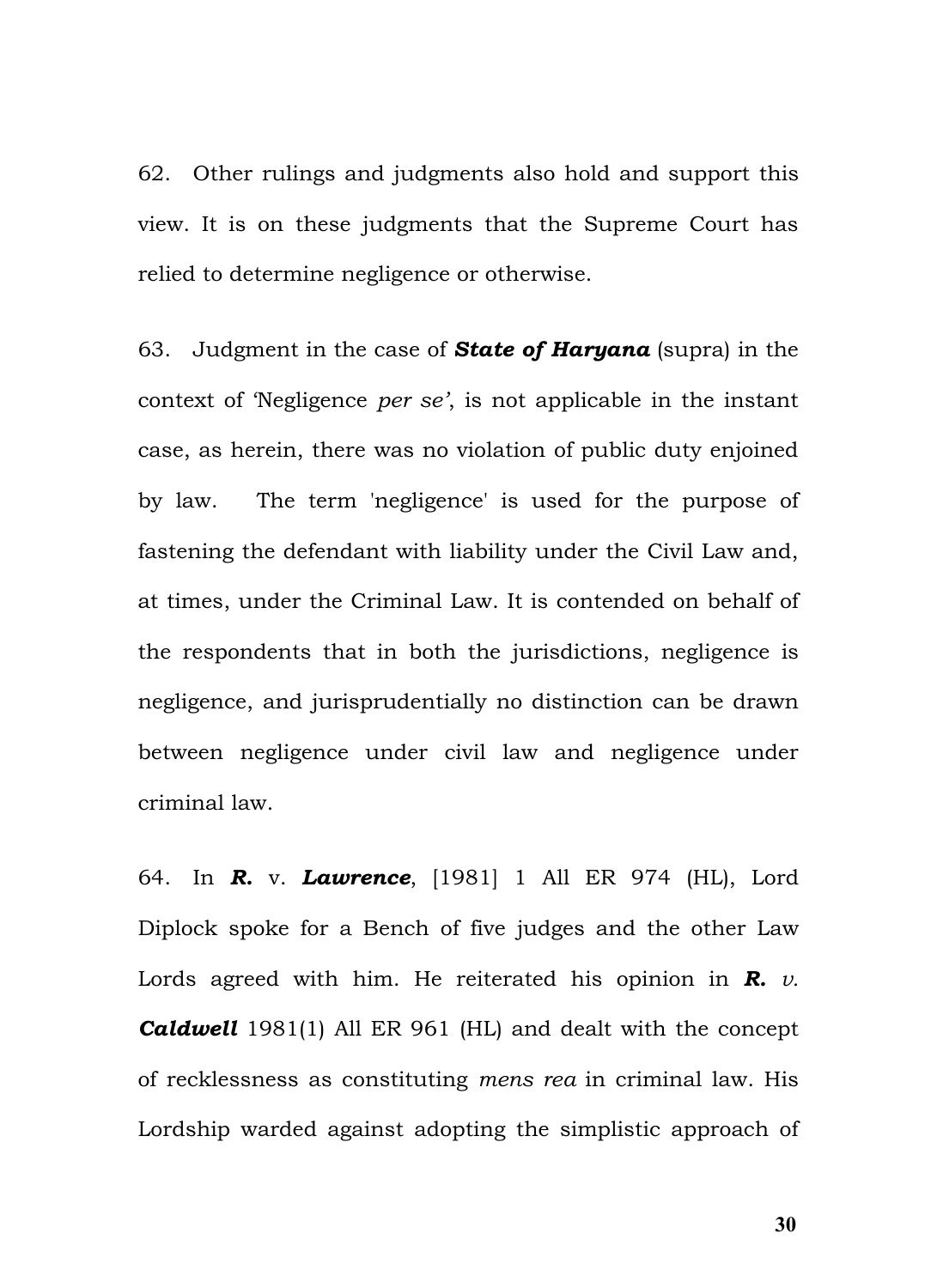62. Other rulings and judgments also hold and support this view. It is on these judgments that the Supreme Court has relied to determine negligence or otherwise.

63. Judgment in the case of ***State of Haryana*** (supra) in the context of 'Negligence *per se'*, is not applicable in the instant case, as herein, there was no violation of public duty enjoined by law. The term 'negligence' is used for the purpose of fastening the defendant with liability under the Civil Law and, at times, under the Criminal Law. It is contended on behalf of the respondents that in both the jurisdictions, negligence is negligence, and jurisprudentially no distinction can be drawn between negligence under civil law and negligence under criminal law.

64. In ***R.*** v. ***Lawrence***, [1981] 1 All ER 974 (HL), Lord Diplock spoke for a Bench of five judges and the other Law Lords agreed with him. He reiterated his opinion in ***R. v. Caldwell*** 1981(1) All ER 961 (HL) and dealt with the concept of recklessness as constituting *mens rea* in criminal law. His Lordship warded against adopting the simplistic approach of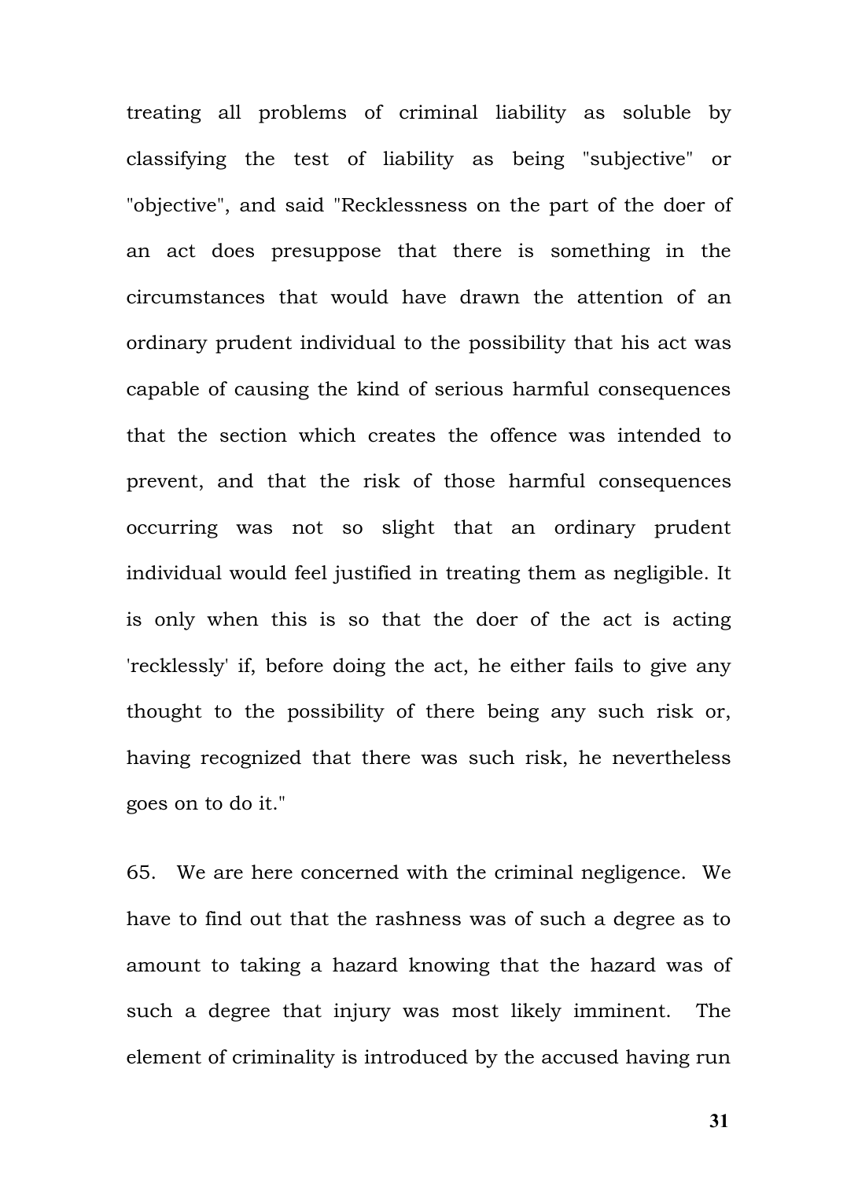treating all problems of criminal liability as soluble by classifying the test of liability as being "subjective" or "objective", and said "Recklessness on the part of the doer of an act does presuppose that there is something in the circumstances that would have drawn the attention of an ordinary prudent individual to the possibility that his act was capable of causing the kind of serious harmful consequences that the section which creates the offence was intended to prevent, and that the risk of those harmful consequences occurring was not so slight that an ordinary prudent individual would feel justified in treating them as negligible. It is only when this is so that the doer of the act is acting 'recklessly' if, before doing the act, he either fails to give any thought to the possibility of there being any such risk or, having recognized that there was such risk, he nevertheless goes on to do it."

65. We are here concerned with the criminal negligence. We have to find out that the rashness was of such a degree as to amount to taking a hazard knowing that the hazard was of such a degree that injury was most likely imminent. The element of criminality is introduced by the accused having run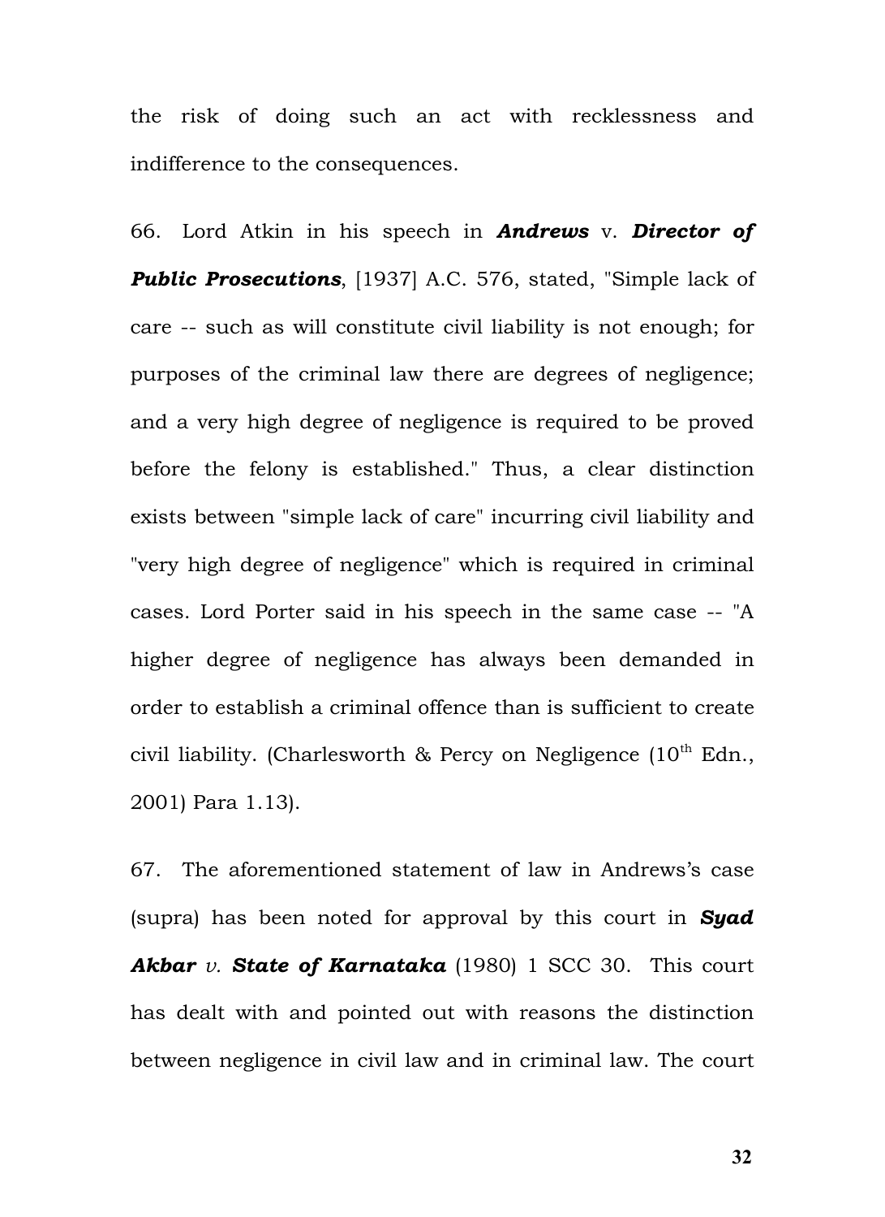the risk of doing such an act with recklessness and indifference to the consequences.

66. Lord Atkin in his speech in ***Andrews*** v. ***Director of Public Prosecutions***, [1937] A.C. 576, stated, "Simple lack of care -- such as will constitute civil liability is not enough; for purposes of the criminal law there are degrees of negligence; and a very high degree of negligence is required to be proved before the felony is established." Thus, a clear distinction exists between "simple lack of care" incurring civil liability and "very high degree of negligence" which is required in criminal cases. Lord Porter said in his speech in the same case -- "A higher degree of negligence has always been demanded in order to establish a criminal offence than is sufficient to create civil liability. (Charlesworth & Percy on Negligence (10th Edn., 2001) Para 1.13).

67. The aforementioned statement of law in Andrews's case (supra) has been noted for approval by this court in ***Syad Akbar*** *v.* ***State of Karnataka*** (1980) 1 SCC 30. This court has dealt with and pointed out with reasons the distinction between negligence in civil law and in criminal law. The court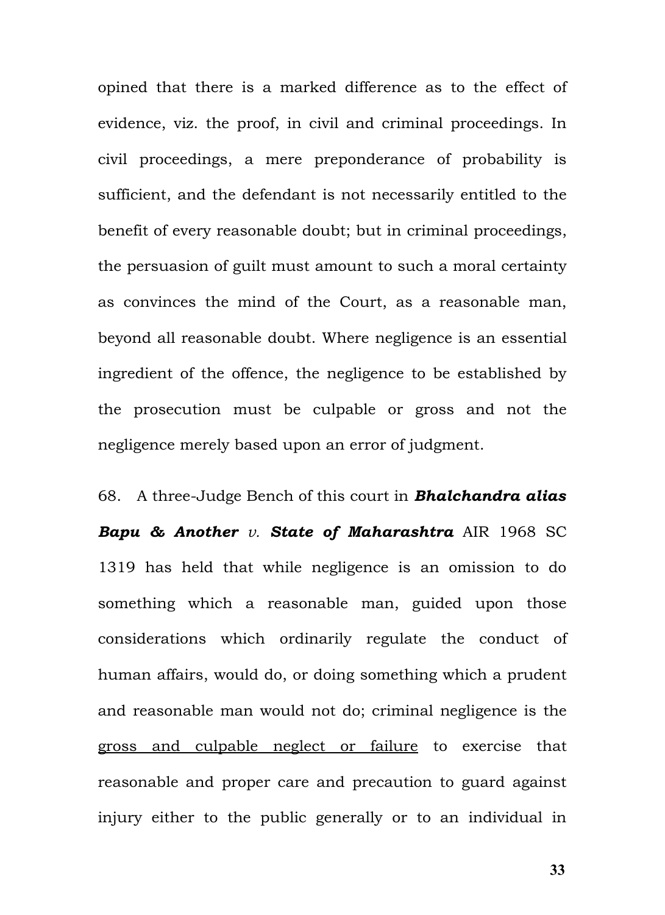opined that there is a marked difference as to the effect of evidence, viz. the proof, in civil and criminal proceedings. In civil proceedings, a mere preponderance of probability is sufficient, and the defendant is not necessarily entitled to the benefit of every reasonable doubt; but in criminal proceedings, the persuasion of guilt must amount to such a moral certainty as convinces the mind of the Court, as a reasonable man, beyond all reasonable doubt. Where negligence is an essential ingredient of the offence, the negligence to be established by the prosecution must be culpable or gross and not the negligence merely based upon an error of judgment.

68. A three-Judge Bench of this court in ***Bhalchandra alias Bapu & Another v. State of Maharashtra*** AIR 1968 SC 1319 has held that while negligence is an omission to do something which a reasonable man, guided upon those considerations which ordinarily regulate the conduct of human affairs, would do, or doing something which a prudent and reasonable man would not do; criminal negligence is the <u>gross and culpable neglect or failure</u> to exercise that reasonable and proper care and precaution to guard against injury either to the public generally or to an individual in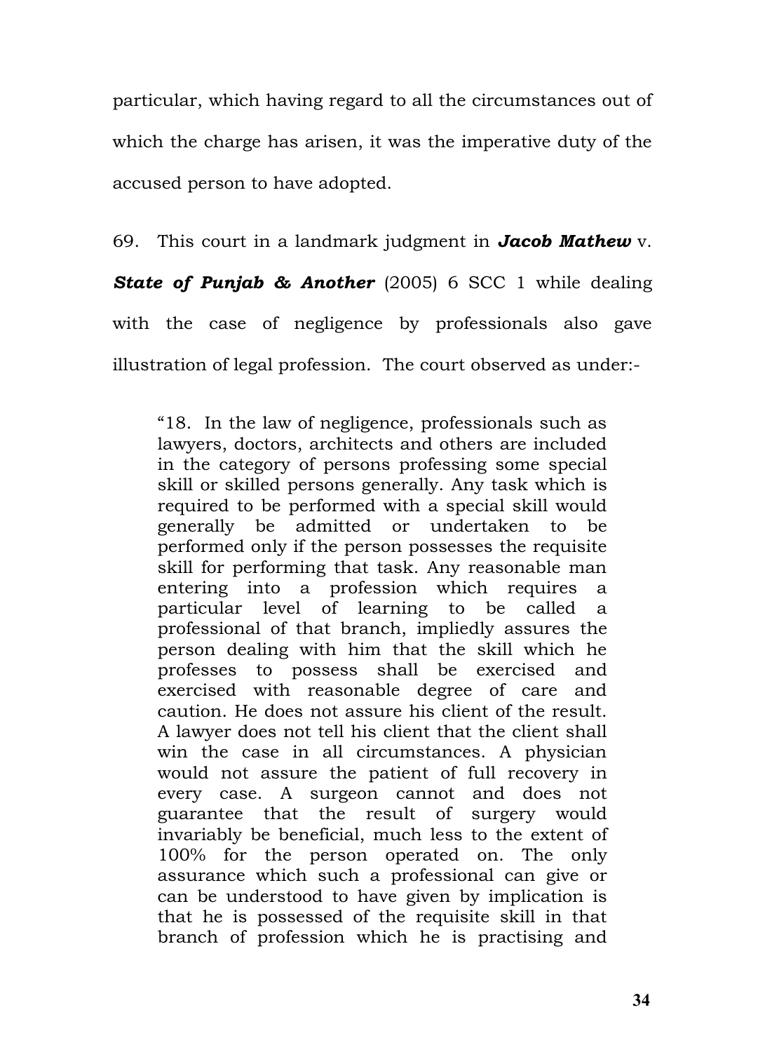particular, which having regard to all the circumstances out of which the charge has arisen, it was the imperative duty of the accused person to have adopted.

69. This court in a landmark judgment in ***Jacob Mathew*** v. ***State of Punjab & Another*** (2005) 6 SCC 1 while dealing with the case of negligence by professionals also gave illustration of legal profession. The court observed as under:-

> "18. In the law of negligence, professionals such as lawyers, doctors, architects and others are included in the category of persons professing some special skill or skilled persons generally. Any task which is required to be performed with a special skill would generally be admitted or undertaken to be performed only if the person possesses the requisite skill for performing that task. Any reasonable man entering into a profession which requires a particular level of learning to be called a professional of that branch, impliedly assures the person dealing with him that the skill which he professes to possess shall be exercised and exercised with reasonable degree of care and caution. He does not assure his client of the result. A lawyer does not tell his client that the client shall win the case in all circumstances. A physician would not assure the patient of full recovery in every case. A surgeon cannot and does not guarantee that the result of surgery would invariably be beneficial, much less to the extent of 100% for the person operated on. The only assurance which such a professional can give or can be understood to have given by implication is that he is possessed of the requisite skill in that branch of profession which he is practising and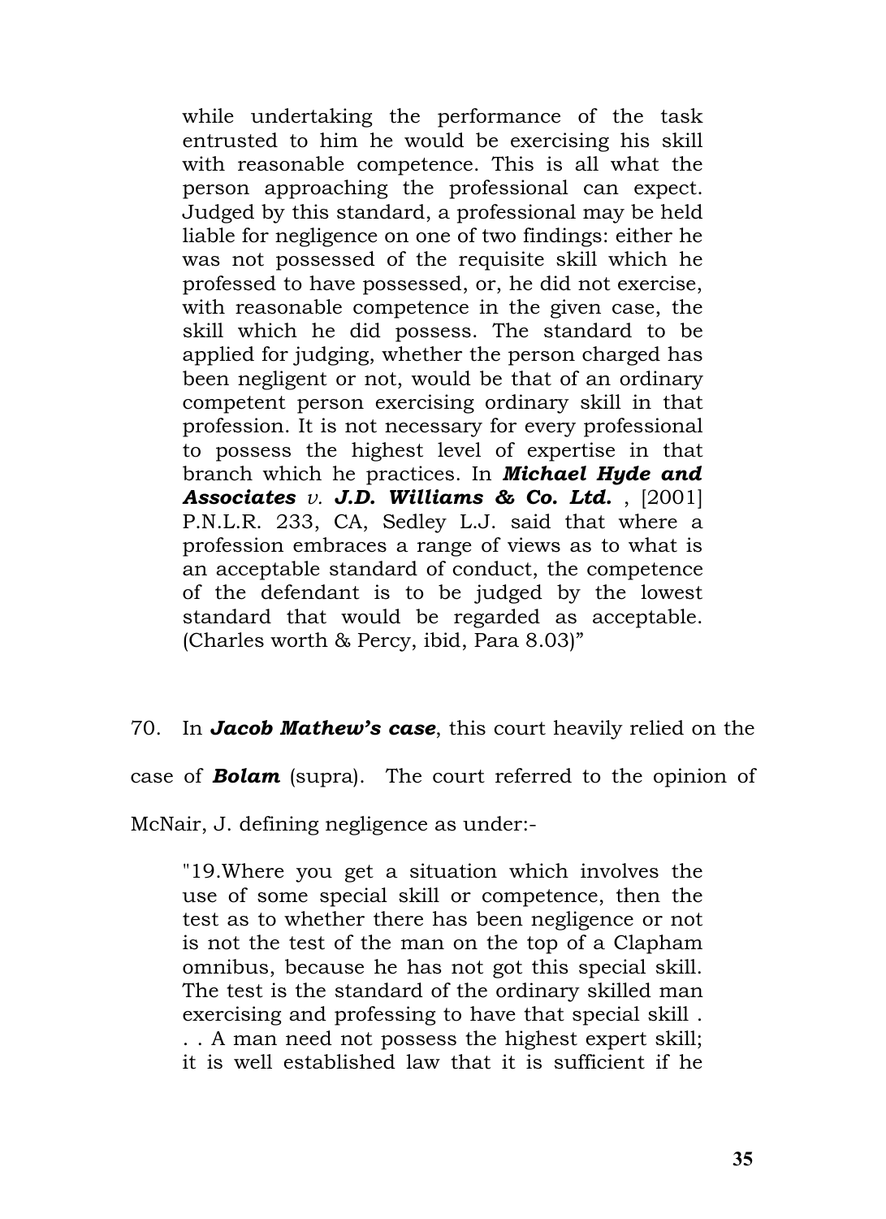> while undertaking the performance of the task entrusted to him he would be exercising his skill with reasonable competence. This is all what the person approaching the professional can expect. Judged by this standard, a professional may be held liable for negligence on one of two findings: either he was not possessed of the requisite skill which he professed to have possessed, or, he did not exercise, with reasonable competence in the given case, the skill which he did possess. The standard to be applied for judging, whether the person charged has been negligent or not, would be that of an ordinary competent person exercising ordinary skill in that profession. It is not necessary for every professional to possess the highest level of expertise in that branch which he practices. In ***Michael Hyde and Associates*** *v.* ***J.D. Williams & Co. Ltd.*** , [2001] P.N.L.R. 233, CA, Sedley L.J. said that where a profession embraces a range of views as to what is an acceptable standard of conduct, the competence of the defendant is to be judged by the lowest standard that would be regarded as acceptable. (Charles worth & Percy, ibid, Para 8.03)"

70. In ***Jacob Mathew's case***, this court heavily relied on the case of ***Bolam*** (supra). The court referred to the opinion of McNair, J. defining negligence as under:-

> "19.Where you get a situation which involves the use of some special skill or competence, then the test as to whether there has been negligence or not is not the test of the man on the top of a Clapham omnibus, because he has not got this special skill. The test is the standard of the ordinary skilled man exercising and professing to have that special skill . . . A man need not possess the highest expert skill; it is well established law that it is sufficient if he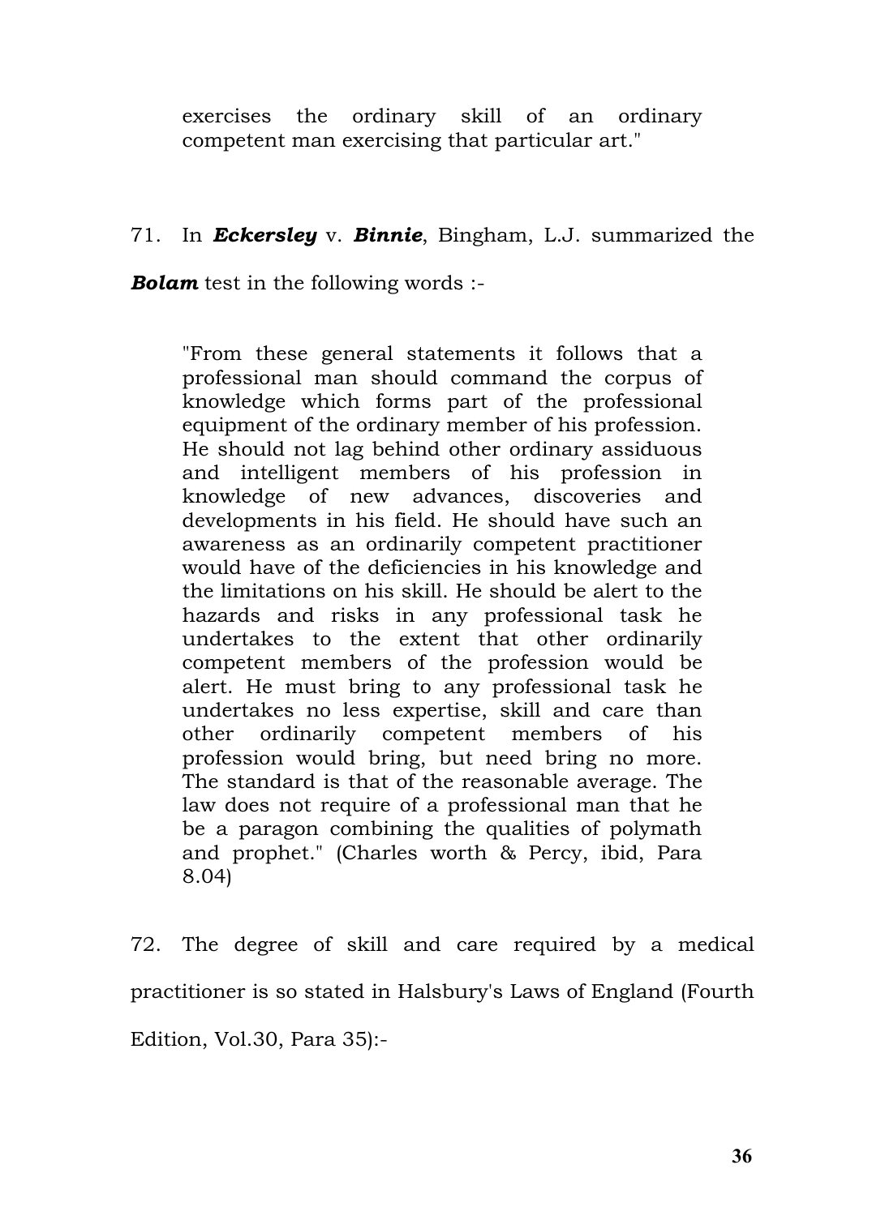> exercises the ordinary skill of an ordinary competent man exercising that particular art."

71. In ***Eckersley*** v. ***Binnie***, Bingham, L.J. summarized the ***Bolam*** test in the following words :-

> "From these general statements it follows that a professional man should command the corpus of knowledge which forms part of the professional equipment of the ordinary member of his profession. He should not lag behind other ordinary assiduous and intelligent members of his profession in knowledge of new advances, discoveries and developments in his field. He should have such an awareness as an ordinarily competent practitioner would have of the deficiencies in his knowledge and the limitations on his skill. He should be alert to the hazards and risks in any professional task he undertakes to the extent that other ordinarily competent members of the profession would be alert. He must bring to any professional task he undertakes no less expertise, skill and care than other ordinarily competent members of his profession would bring, but need bring no more. The standard is that of the reasonable average. The law does not require of a professional man that he be a paragon combining the qualities of polymath and prophet." (Charles worth & Percy, ibid, Para 8.04)

72. The degree of skill and care required by a medical practitioner is so stated in Halsbury's Laws of England (Fourth Edition, Vol.30, Para 35):-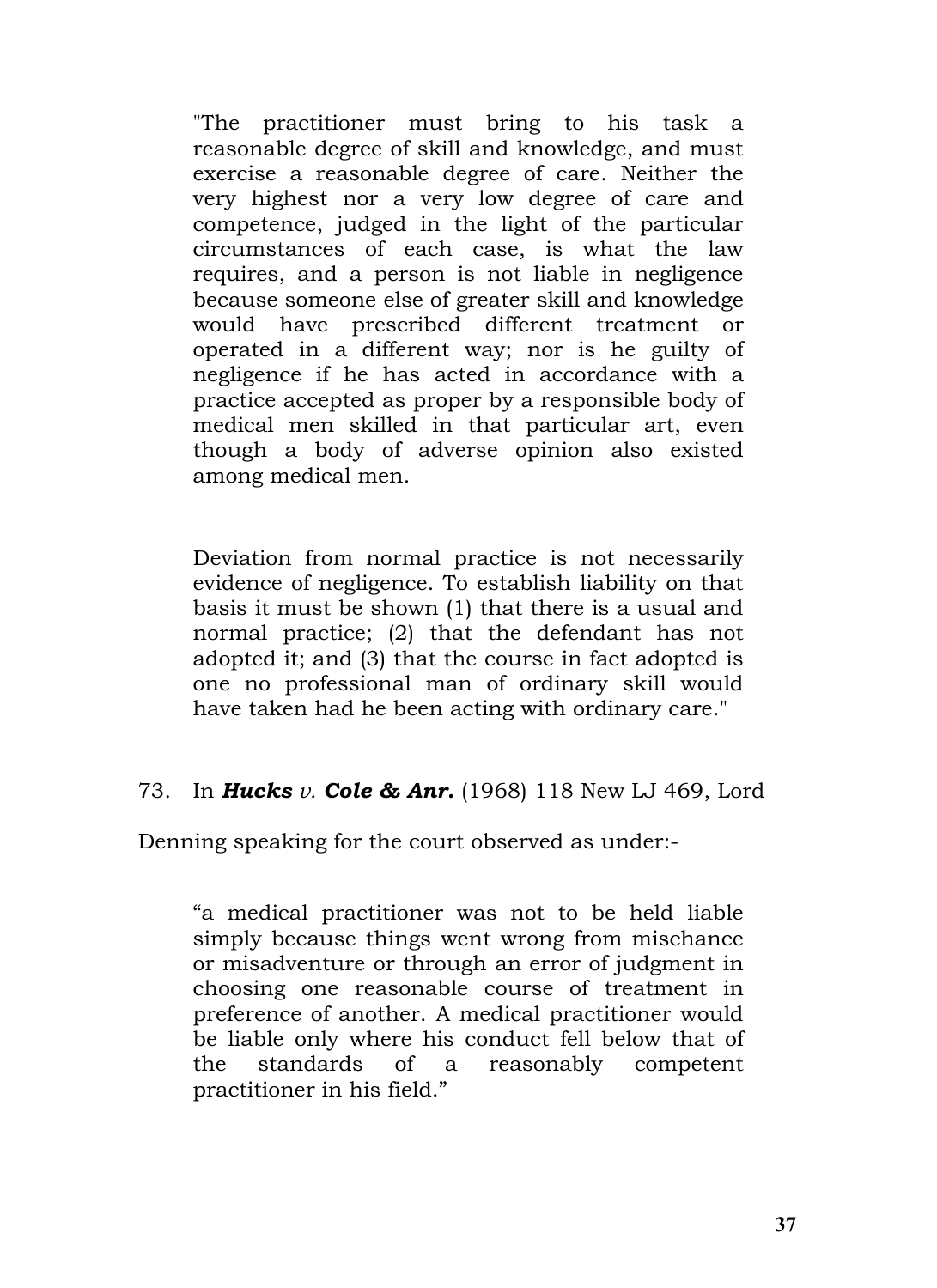> "The practitioner must bring to his task a reasonable degree of skill and knowledge, and must exercise a reasonable degree of care. Neither the very highest nor a very low degree of care and competence, judged in the light of the particular circumstances of each case, is what the law requires, and a person is not liable in negligence because someone else of greater skill and knowledge would have prescribed different treatment or operated in a different way; nor is he guilty of negligence if he has acted in accordance with a practice accepted as proper by a responsible body of medical men skilled in that particular art, even though a body of adverse opinion also existed among medical men.
>
> Deviation from normal practice is not necessarily evidence of negligence. To establish liability on that basis it must be shown (1) that there is a usual and normal practice; (2) that the defendant has not adopted it; and (3) that the course in fact adopted is one no professional man of ordinary skill would have taken had he been acting with ordinary care."

73. In ***Hucks v. Cole & Anr.*** (1968) 118 New LJ 469, Lord Denning speaking for the court observed as under:-

> "a medical practitioner was not to be held liable simply because things went wrong from mischance or misadventure or through an error of judgment in choosing one reasonable course of treatment in preference of another. A medical practitioner would be liable only where his conduct fell below that of the standards of a reasonably competent practitioner in his field."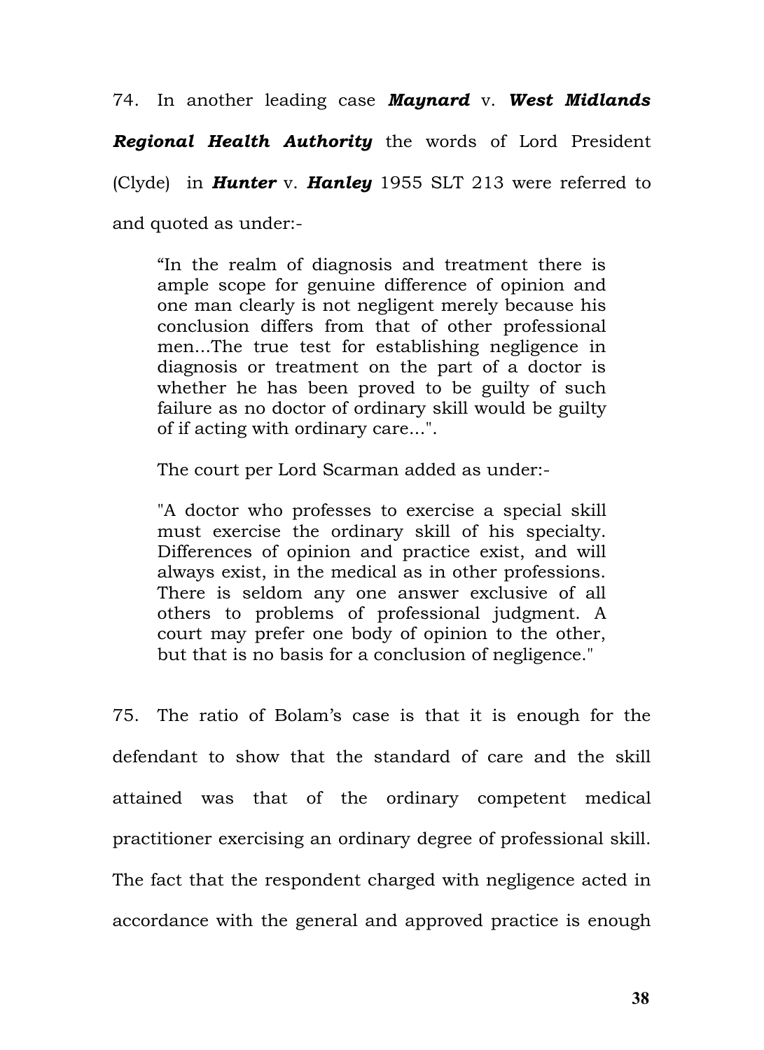74. In another leading case ***Maynard*** v. ***West Midlands Regional Health Authority*** the words of Lord President (Clyde) in ***Hunter*** v. ***Hanley*** 1955 SLT 213 were referred to and quoted as under:-

> "In the realm of diagnosis and treatment there is ample scope for genuine difference of opinion and one man clearly is not negligent merely because his conclusion differs from that of other professional men...The true test for establishing negligence in diagnosis or treatment on the part of a doctor is whether he has been proved to be guilty of such failure as no doctor of ordinary skill would be guilty of if acting with ordinary care...".
>
> The court per Lord Scarman added as under:-
>
> "A doctor who professes to exercise a special skill must exercise the ordinary skill of his specialty. Differences of opinion and practice exist, and will always exist, in the medical as in other professions. There is seldom any one answer exclusive of all others to problems of professional judgment. A court may prefer one body of opinion to the other, but that is no basis for a conclusion of negligence."

75. The ratio of Bolam's case is that it is enough for the defendant to show that the standard of care and the skill attained was that of the ordinary competent medical practitioner exercising an ordinary degree of professional skill. The fact that the respondent charged with negligence acted in accordance with the general and approved practice is enough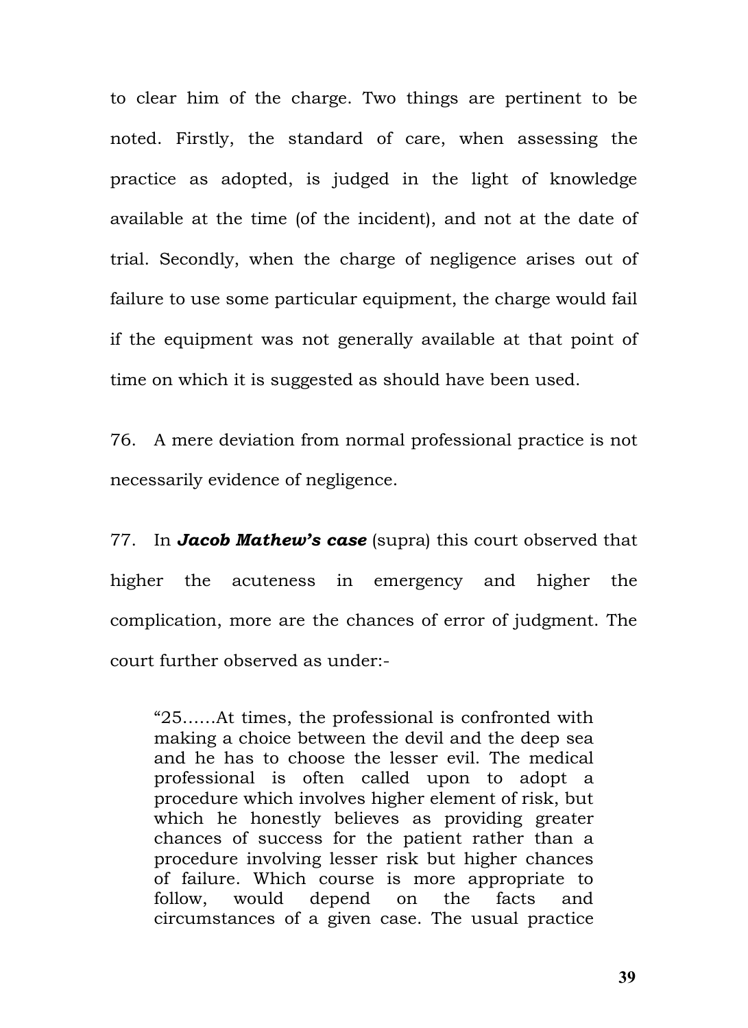to clear him of the charge. Two things are pertinent to be noted. Firstly, the standard of care, when assessing the practice as adopted, is judged in the light of knowledge available at the time (of the incident), and not at the date of trial. Secondly, when the charge of negligence arises out of failure to use some particular equipment, the charge would fail if the equipment was not generally available at that point of time on which it is suggested as should have been used.

76. A mere deviation from normal professional practice is not necessarily evidence of negligence.

77. In ***Jacob Mathew's case*** (supra) this court observed that higher the acuteness in emergency and higher the complication, more are the chances of error of judgment. The court further observed as under:-

> "25……At times, the professional is confronted with making a choice between the devil and the deep sea and he has to choose the lesser evil. The medical professional is often called upon to adopt a procedure which involves higher element of risk, but which he honestly believes as providing greater chances of success for the patient rather than a procedure involving lesser risk but higher chances of failure. Which course is more appropriate to follow, would depend on the facts and circumstances of a given case. The usual practice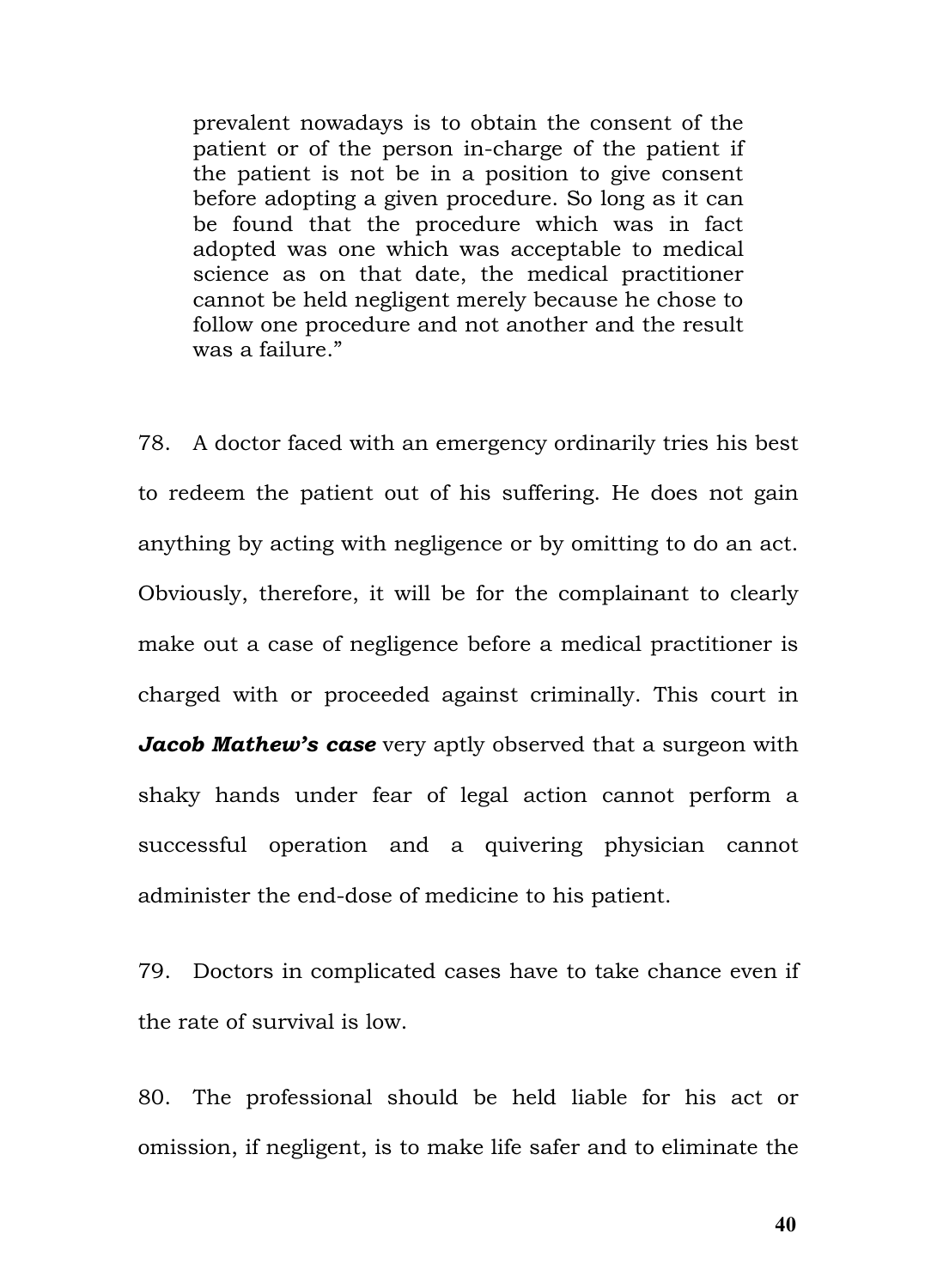> prevalent nowadays is to obtain the consent of the patient or of the person in-charge of the patient if the patient is not be in a position to give consent before adopting a given procedure. So long as it can be found that the procedure which was in fact adopted was one which was acceptable to medical science as on that date, the medical practitioner cannot be held negligent merely because he chose to follow one procedure and not another and the result was a failure."

78. A doctor faced with an emergency ordinarily tries his best to redeem the patient out of his suffering. He does not gain anything by acting with negligence or by omitting to do an act. Obviously, therefore, it will be for the complainant to clearly make out a case of negligence before a medical practitioner is charged with or proceeded against criminally. This court in ***Jacob Mathew's case*** very aptly observed that a surgeon with shaky hands under fear of legal action cannot perform a successful operation and a quivering physician cannot administer the end-dose of medicine to his patient.

79. Doctors in complicated cases have to take chance even if the rate of survival is low.

80. The professional should be held liable for his act or omission, if negligent, is to make life safer and to eliminate the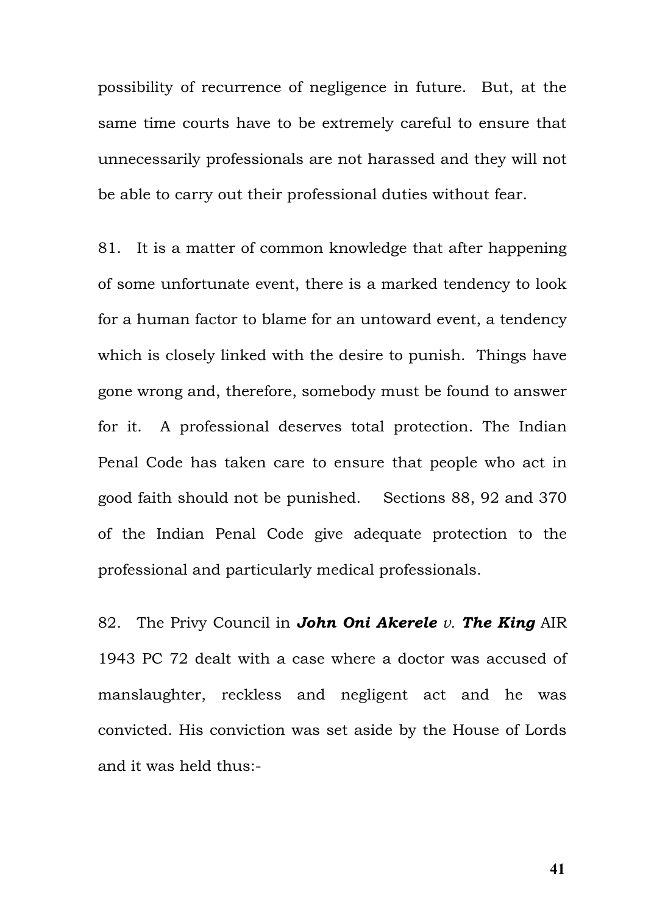possibility of recurrence of negligence in future. But, at the same time courts have to be extremely careful to ensure that unnecessarily professionals are not harassed and they will not be able to carry out their professional duties without fear.

81. It is a matter of common knowledge that after happening of some unfortunate event, there is a marked tendency to look for a human factor to blame for an untoward event, a tendency which is closely linked with the desire to punish. Things have gone wrong and, therefore, somebody must be found to answer for it. A professional deserves total protection. The Indian Penal Code has taken care to ensure that people who act in good faith should not be punished. Sections 88, 92 and 370 of the Indian Penal Code give adequate protection to the professional and particularly medical professionals.

82. The Privy Council in ***John Oni Akerele** v. **The King*** AIR 1943 PC 72 dealt with a case where a doctor was accused of manslaughter, reckless and negligent act and he was convicted. His conviction was set aside by the House of Lords and it was held thus:-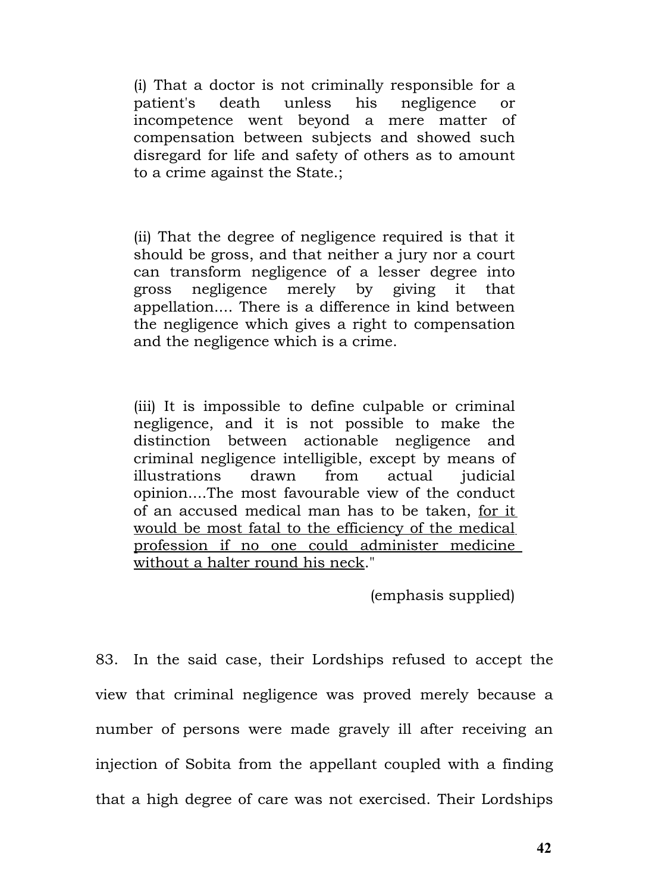> (i) That a doctor is not criminally responsible for a patient's death unless his negligence or incompetence went beyond a mere matter of compensation between subjects and showed such disregard for life and safety of others as to amount to a crime against the State.;
>
> (ii) That the degree of negligence required is that it should be gross, and that neither a jury nor a court can transform negligence of a lesser degree into gross negligence merely by giving it that appellation.... There is a difference in kind between the negligence which gives a right to compensation and the negligence which is a crime.
>
> (iii) It is impossible to define culpable or criminal negligence, and it is not possible to make the distinction between actionable negligence and criminal negligence intelligible, except by means of illustrations drawn from actual judicial opinion....The most favourable view of the conduct of an accused medical man has to be taken, <u>for it would be most fatal to the efficiency of the medical profession if no one could administer medicine without a halter round his neck</u>."
>
> (emphasis supplied)

83. In the said case, their Lordships refused to accept the view that criminal negligence was proved merely because a number of persons were made gravely ill after receiving an injection of Sobita from the appellant coupled with a finding that a high degree of care was not exercised. Their Lordships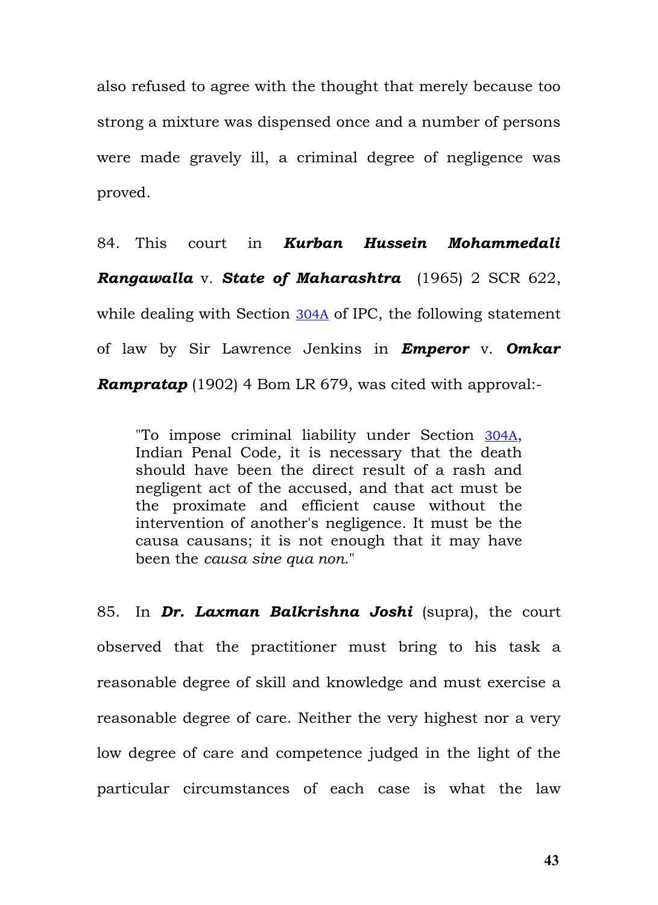also refused to agree with the thought that merely because too strong a mixture was dispensed once and a number of persons were made gravely ill, a criminal degree of negligence was proved.

84. This court in ***Kurban Hussein Mohammedali Rangawalla*** v. ***State of Maharashtra*** (1965) 2 SCR 622, while dealing with Section 304A of IPC, the following statement of law by Sir Lawrence Jenkins in ***Emperor*** v. ***Omkar Rampratap*** (1902) 4 Bom LR 679, was cited with approval:-

> "To impose criminal liability under Section 304A, Indian Penal Code, it is necessary that the death should have been the direct result of a rash and negligent act of the accused, and that act must be the proximate and efficient cause without the intervention of another's negligence. It must be the causa causans; it is not enough that it may have been the *causa sine qua non.*"

85. In ***Dr. Laxman Balkrishna Joshi*** (supra), the court observed that the practitioner must bring to his task a reasonable degree of skill and knowledge and must exercise a reasonable degree of care. Neither the very highest nor a very low degree of care and competence judged in the light of the particular circumstances of each case is what the law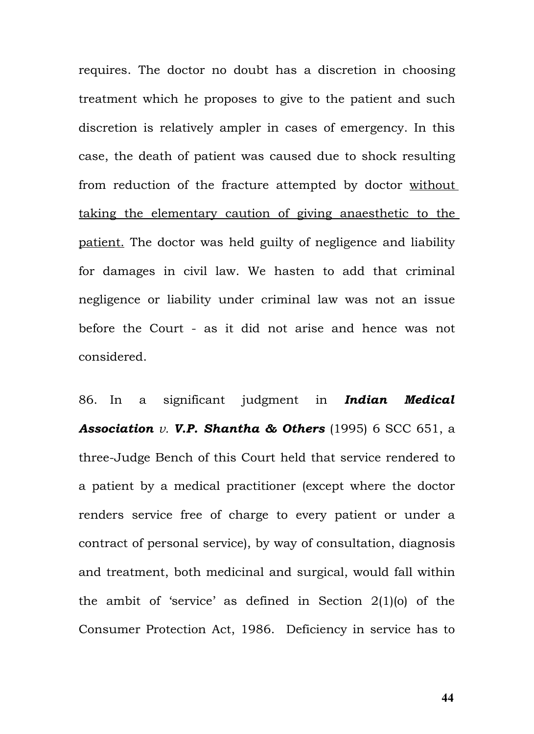requires. The doctor no doubt has a discretion in choosing treatment which he proposes to give to the patient and such discretion is relatively ampler in cases of emergency. In this case, the death of patient was caused due to shock resulting from reduction of the fracture attempted by doctor <u>without taking the elementary caution of giving anaesthetic to the patient.</u> The doctor was held guilty of negligence and liability for damages in civil law. We hasten to add that criminal negligence or liability under criminal law was not an issue before the Court - as it did not arise and hence was not considered.

86. In a significant judgment in ***Indian Medical Association*** *v.* ***V.P. Shantha & Others*** (1995) 6 SCC 651, a three-Judge Bench of this Court held that service rendered to a patient by a medical practitioner (except where the doctor renders service free of charge to every patient or under a contract of personal service), by way of consultation, diagnosis and treatment, both medicinal and surgical, would fall within the ambit of 'service' as defined in Section 2(1)(o) of the Consumer Protection Act, 1986. Deficiency in service has to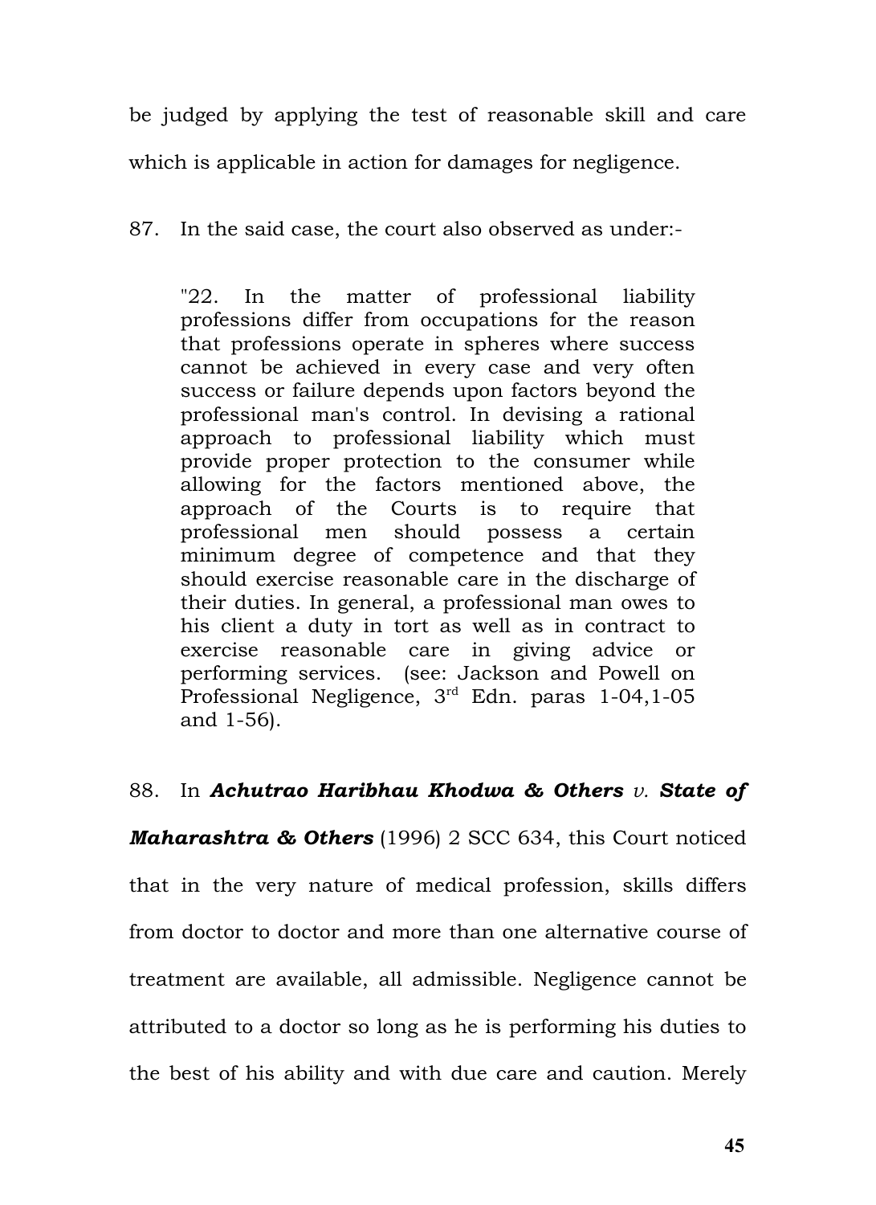be judged by applying the test of reasonable skill and care which is applicable in action for damages for negligence.

87. In the said case, the court also observed as under:-

> "22. In the matter of professional liability professions differ from occupations for the reason that professions operate in spheres where success cannot be achieved in every case and very often success or failure depends upon factors beyond the professional man's control. In devising a rational approach to professional liability which must provide proper protection to the consumer while allowing for the factors mentioned above, the approach of the Courts is to require that professional men should possess a certain minimum degree of competence and that they should exercise reasonable care in the discharge of their duties. In general, a professional man owes to his client a duty in tort as well as in contract to exercise reasonable care in giving advice or performing services. (see: Jackson and Powell on Professional Negligence, 3rd Edn. paras 1-04,1-05 and 1-56).

88. In ***Achutrao Haribhau Khodwa & Others** v. **State of Maharashtra & Others*** (1996) 2 SCC 634, this Court noticed that in the very nature of medical profession, skills differs from doctor to doctor and more than one alternative course of treatment are available, all admissible. Negligence cannot be attributed to a doctor so long as he is performing his duties to the best of his ability and with due care and caution. Merely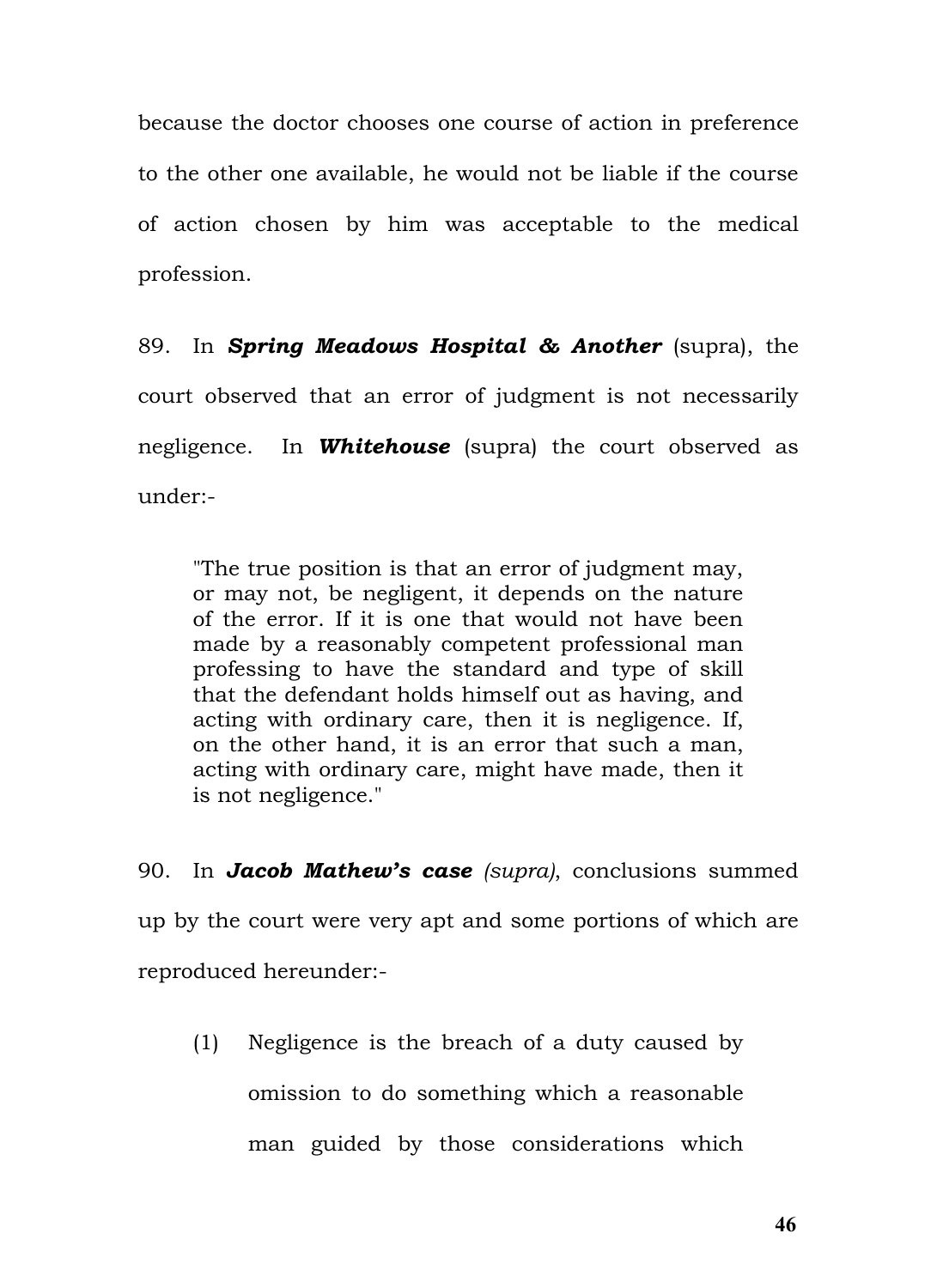because the doctor chooses one course of action in preference to the other one available, he would not be liable if the course of action chosen by him was acceptable to the medical profession.

89. In ***Spring Meadows Hospital & Another*** (supra), the court observed that an error of judgment is not necessarily negligence. In ***Whitehouse*** (supra) the court observed as under:-

> "The true position is that an error of judgment may, or may not, be negligent, it depends on the nature of the error. If it is one that would not have been made by a reasonably competent professional man professing to have the standard and type of skill that the defendant holds himself out as having, and acting with ordinary care, then it is negligence. If, on the other hand, it is an error that such a man, acting with ordinary care, might have made, then it is not negligence."

90. In ***Jacob Mathew's case*** *(supra)*, conclusions summed up by the court were very apt and some portions of which are reproduced hereunder:-

> (1) Negligence is the breach of a duty caused by omission to do something which a reasonable man guided by those considerations which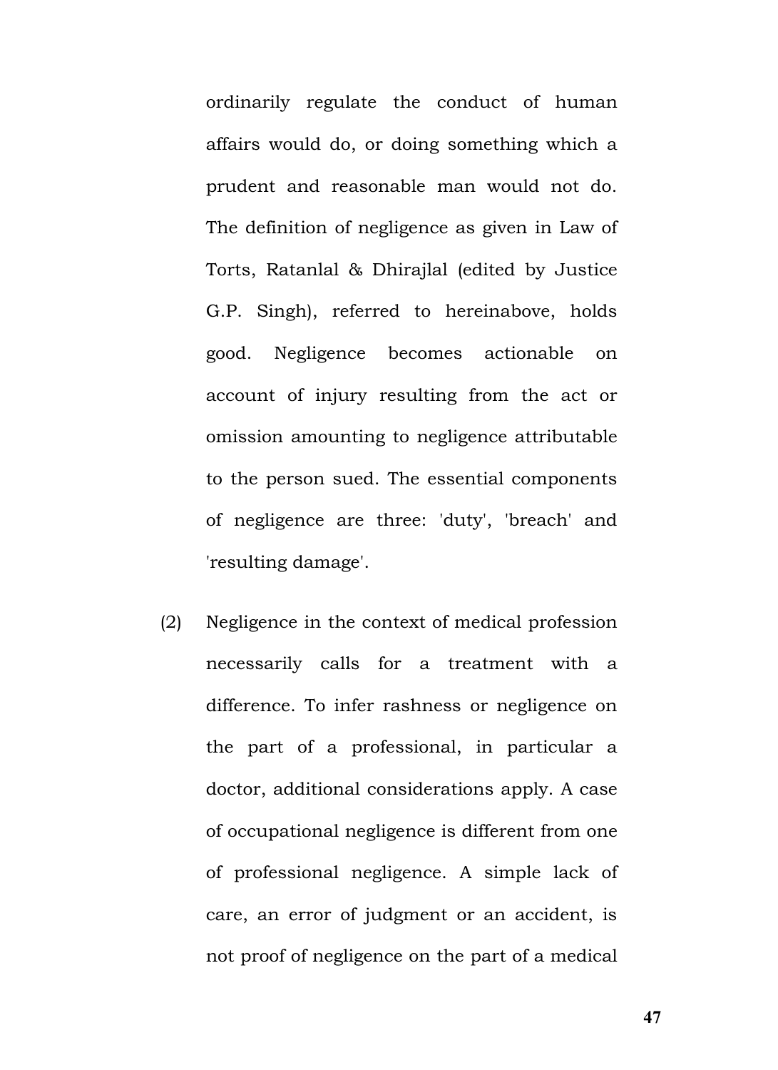ordinarily regulate the conduct of human affairs would do, or doing something which a prudent and reasonable man would not do. The definition of negligence as given in Law of Torts, Ratanlal & Dhirajlal (edited by Justice G.P. Singh), referred to hereinabove, holds good. Negligence becomes actionable on account of injury resulting from the act or omission amounting to negligence attributable to the person sued. The essential components of negligence are three: 'duty', 'breach' and 'resulting damage'.

(2) Negligence in the context of medical profession necessarily calls for a treatment with a difference. To infer rashness or negligence on the part of a professional, in particular a doctor, additional considerations apply. A case of occupational negligence is different from one of professional negligence. A simple lack of care, an error of judgment or an accident, is not proof of negligence on the part of a medical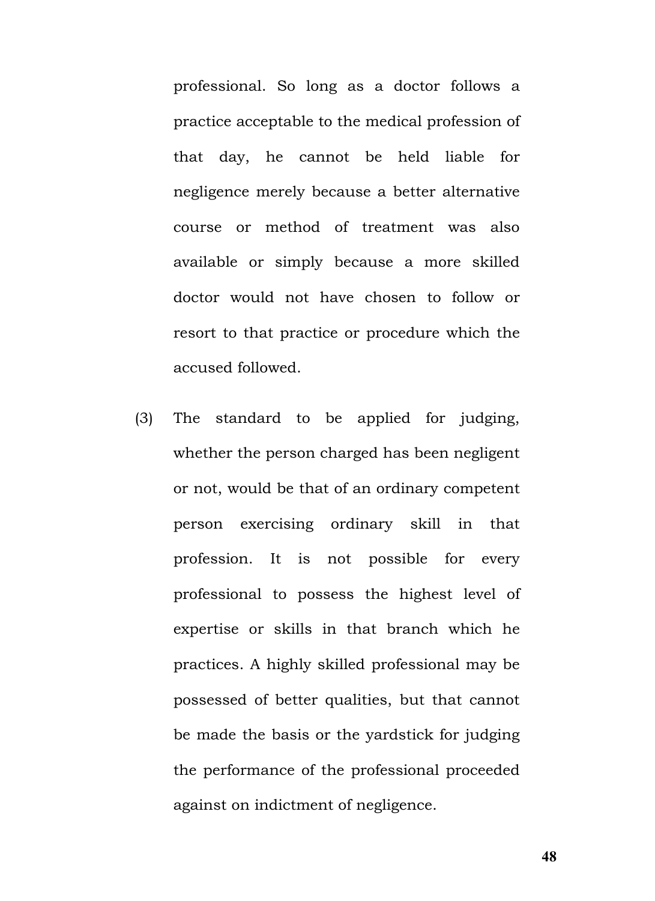professional. So long as a doctor follows a practice acceptable to the medical profession of that day, he cannot be held liable for negligence merely because a better alternative course or method of treatment was also available or simply because a more skilled doctor would not have chosen to follow or resort to that practice or procedure which the accused followed.

(3) The standard to be applied for judging, whether the person charged has been negligent or not, would be that of an ordinary competent person exercising ordinary skill in that profession. It is not possible for every professional to possess the highest level of expertise or skills in that branch which he practices. A highly skilled professional may be possessed of better qualities, but that cannot be made the basis or the yardstick for judging the performance of the professional proceeded against on indictment of negligence.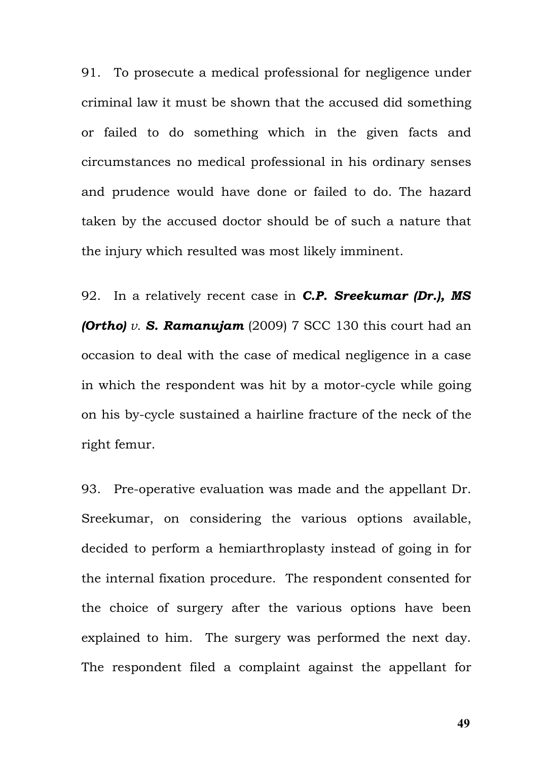91. To prosecute a medical professional for negligence under criminal law it must be shown that the accused did something or failed to do something which in the given facts and circumstances no medical professional in his ordinary senses and prudence would have done or failed to do. The hazard taken by the accused doctor should be of such a nature that the injury which resulted was most likely imminent.

92. In a relatively recent case in ***C.P. Sreekumar (Dr.), MS (Ortho)*** *v.* ***S. Ramanujam*** (2009) 7 SCC 130 this court had an occasion to deal with the case of medical negligence in a case in which the respondent was hit by a motor-cycle while going on his by-cycle sustained a hairline fracture of the neck of the right femur.

93. Pre-operative evaluation was made and the appellant Dr. Sreekumar, on considering the various options available, decided to perform a hemiarthroplasty instead of going in for the internal fixation procedure. The respondent consented for the choice of surgery after the various options have been explained to him. The surgery was performed the next day. The respondent filed a complaint against the appellant for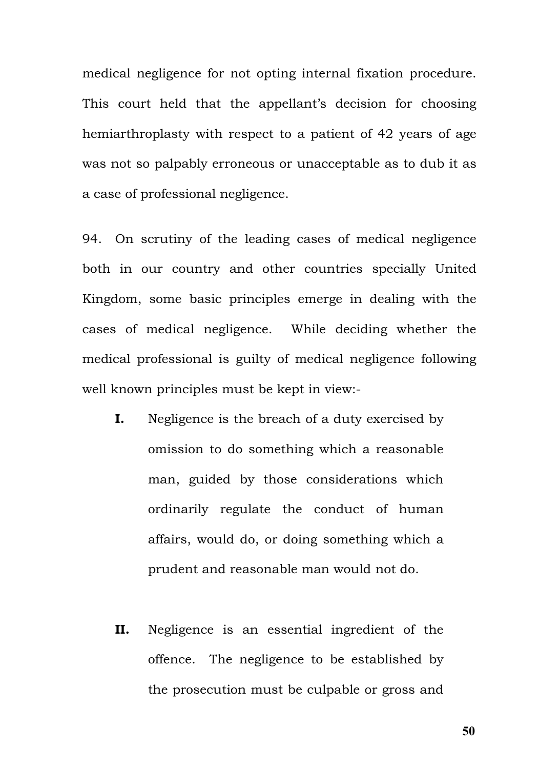medical negligence for not opting internal fixation procedure. This court held that the appellant's decision for choosing hemiarthroplasty with respect to a patient of 42 years of age was not so palpably erroneous or unacceptable as to dub it as a case of professional negligence.

94. On scrutiny of the leading cases of medical negligence both in our country and other countries specially United Kingdom, some basic principles emerge in dealing with the cases of medical negligence. While deciding whether the medical professional is guilty of medical negligence following well known principles must be kept in view:-

**I.** Negligence is the breach of a duty exercised by omission to do something which a reasonable man, guided by those considerations which ordinarily regulate the conduct of human affairs, would do, or doing something which a prudent and reasonable man would not do.

**II.** Negligence is an essential ingredient of the offence. The negligence to be established by the prosecution must be culpable or gross and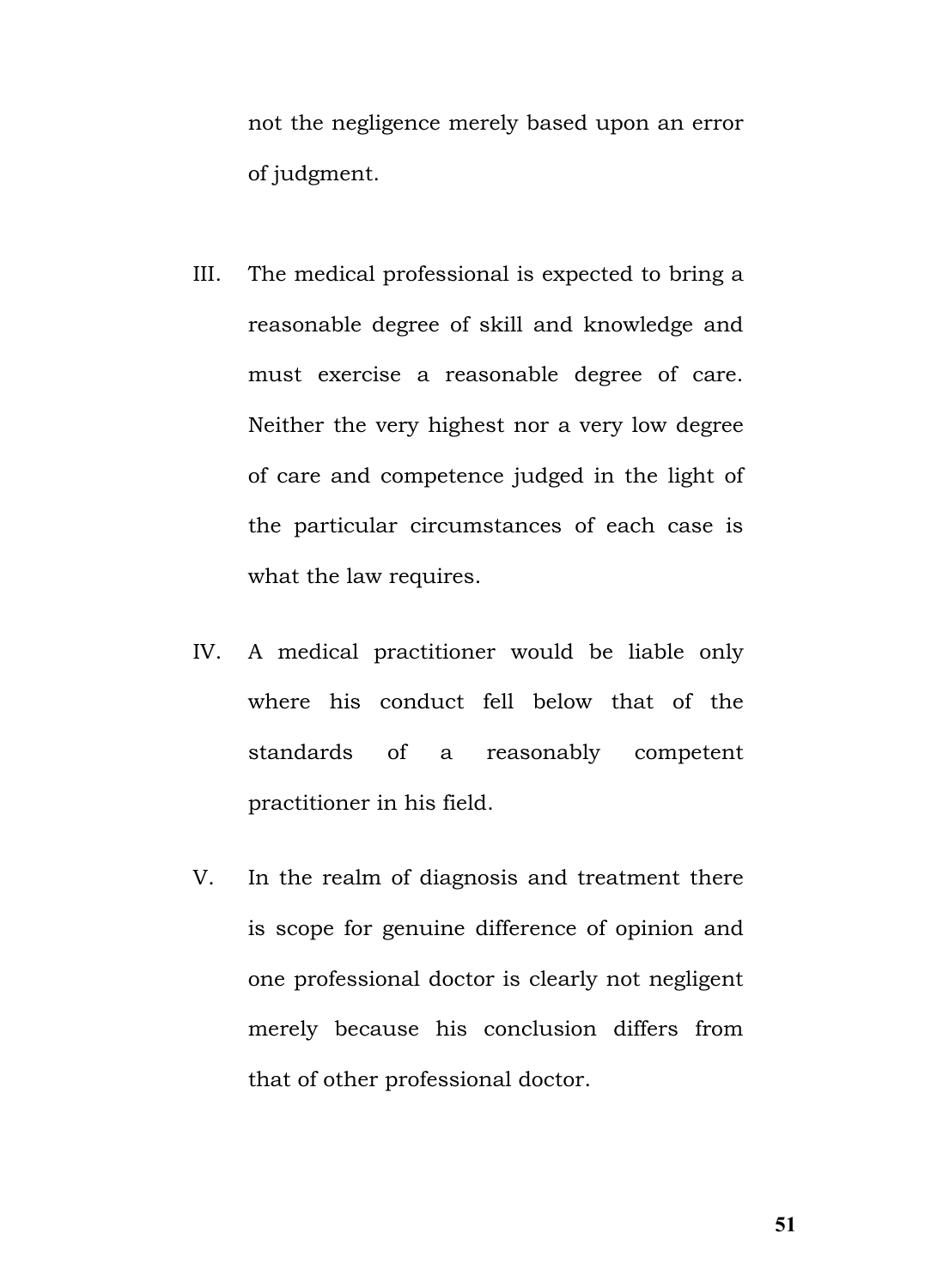not the negligence merely based upon an error of judgment.

III. The medical professional is expected to bring a reasonable degree of skill and knowledge and must exercise a reasonable degree of care. Neither the very highest nor a very low degree of care and competence judged in the light of the particular circumstances of each case is what the law requires.

IV. A medical practitioner would be liable only where his conduct fell below that of the standards of a reasonably competent practitioner in his field.

V. In the realm of diagnosis and treatment there is scope for genuine difference of opinion and one professional doctor is clearly not negligent merely because his conclusion differs from that of other professional doctor.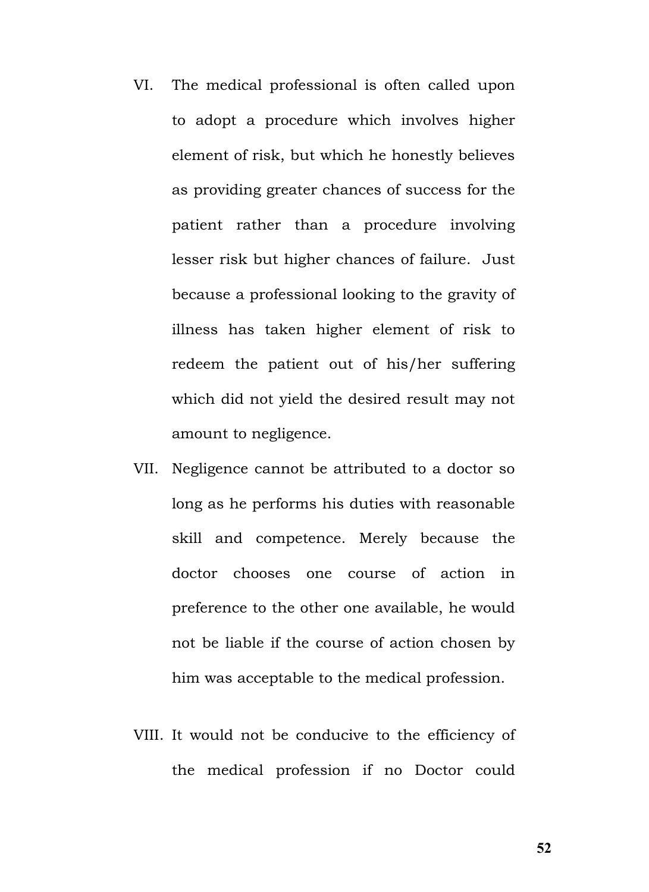VI. The medical professional is often called upon to adopt a procedure which involves higher element of risk, but which he honestly believes as providing greater chances of success for the patient rather than a procedure involving lesser risk but higher chances of failure. Just because a professional looking to the gravity of illness has taken higher element of risk to redeem the patient out of his/her suffering which did not yield the desired result may not amount to negligence.

VII. Negligence cannot be attributed to a doctor so long as he performs his duties with reasonable skill and competence. Merely because the doctor chooses one course of action in preference to the other one available, he would not be liable if the course of action chosen by him was acceptable to the medical profession.

VIII. It would not be conducive to the efficiency of the medical profession if no Doctor could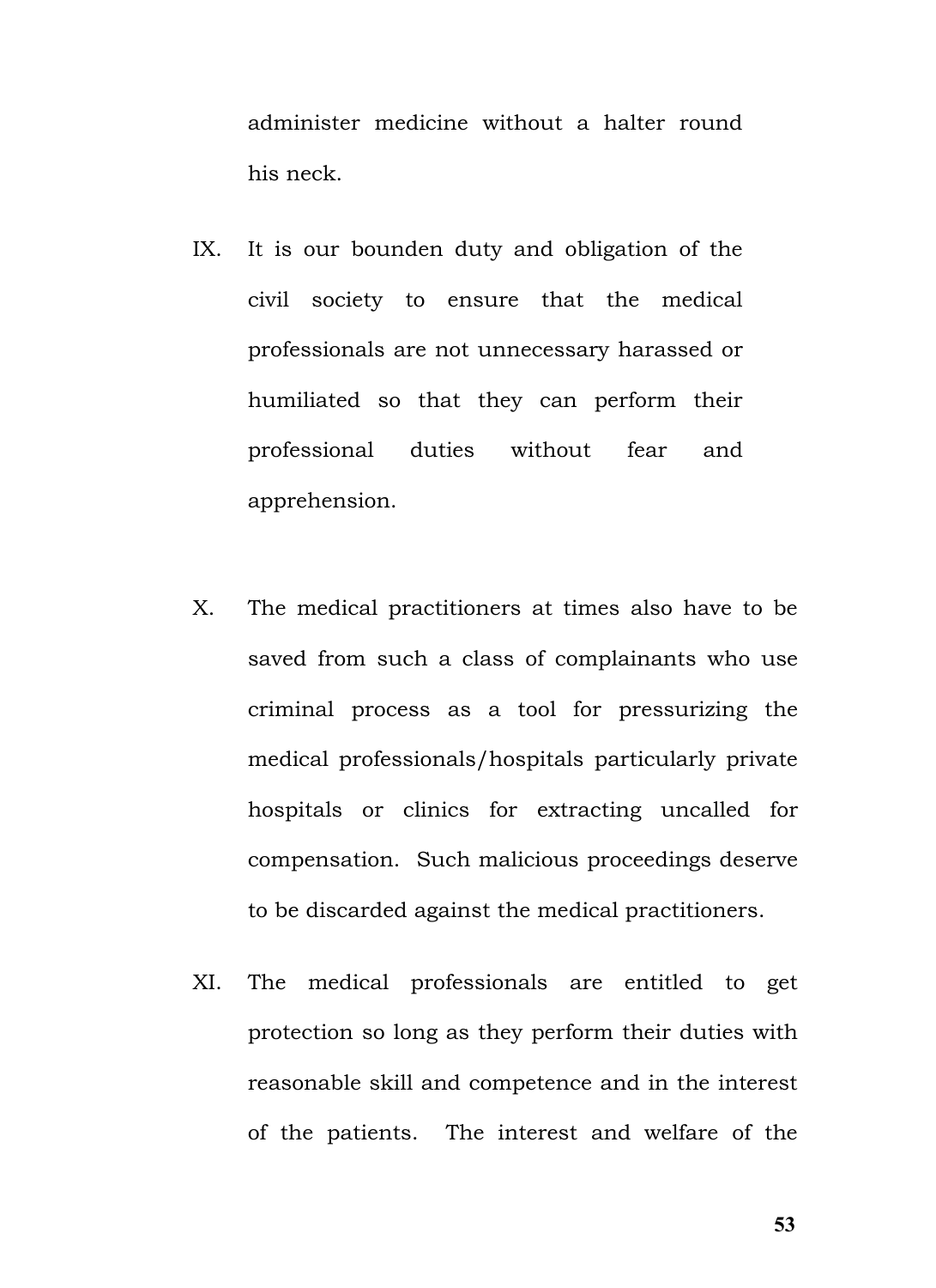administer medicine without a halter round his neck.

IX. It is our bounden duty and obligation of the civil society to ensure that the medical professionals are not unnecessary harassed or humiliated so that they can perform their professional duties without fear and apprehension.

X. The medical practitioners at times also have to be saved from such a class of complainants who use criminal process as a tool for pressurizing the medical professionals/hospitals particularly private hospitals or clinics for extracting uncalled for compensation. Such malicious proceedings deserve to be discarded against the medical practitioners.

XI. The medical professionals are entitled to get protection so long as they perform their duties with reasonable skill and competence and in the interest of the patients. The interest and welfare of the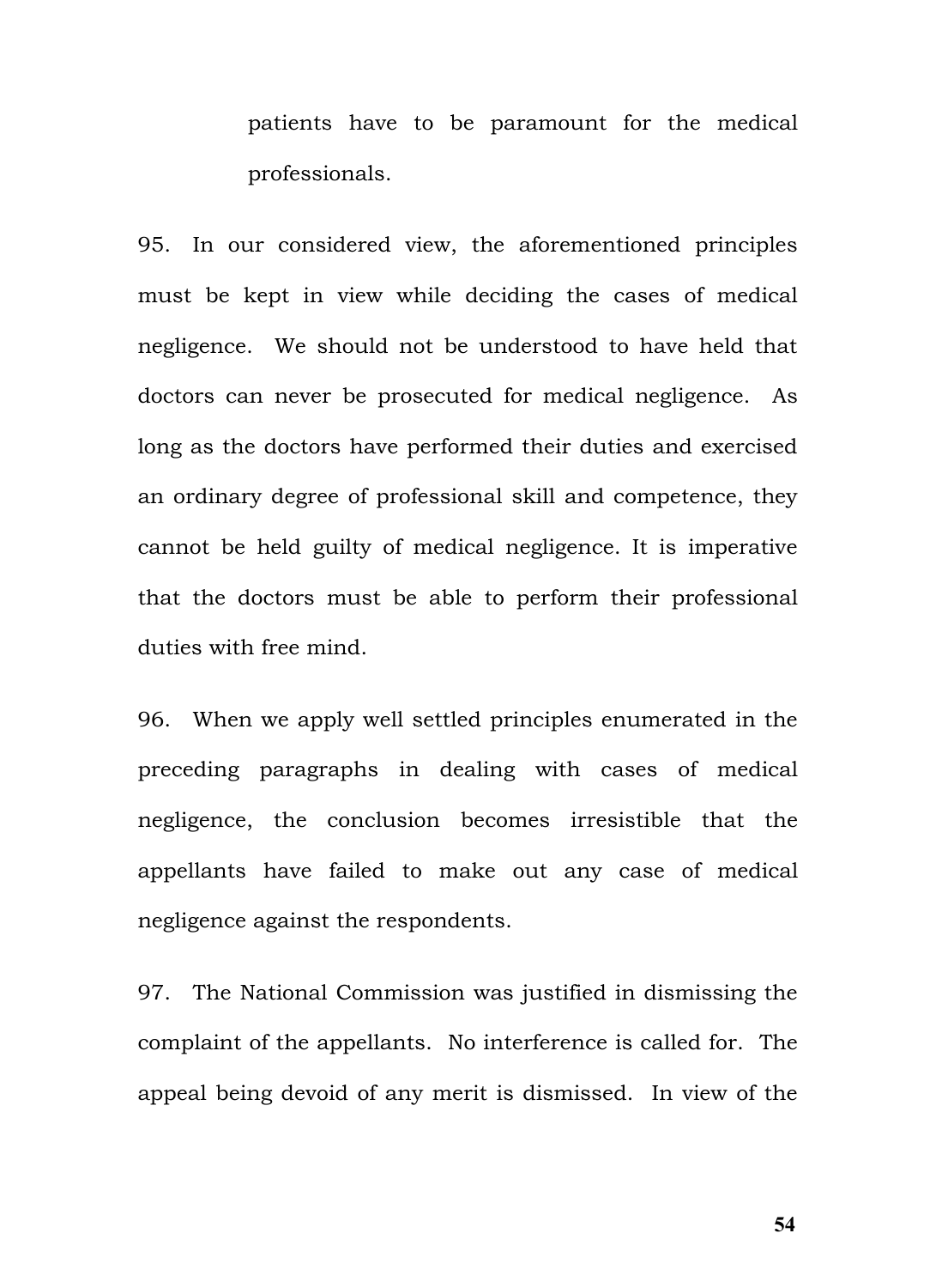patients have to be paramount for the medical professionals.

95. In our considered view, the aforementioned principles must be kept in view while deciding the cases of medical negligence. We should not be understood to have held that doctors can never be prosecuted for medical negligence. As long as the doctors have performed their duties and exercised an ordinary degree of professional skill and competence, they cannot be held guilty of medical negligence. It is imperative that the doctors must be able to perform their professional duties with free mind.

96. When we apply well settled principles enumerated in the preceding paragraphs in dealing with cases of medical negligence, the conclusion becomes irresistible that the appellants have failed to make out any case of medical negligence against the respondents.

97. The National Commission was justified in dismissing the complaint of the appellants. No interference is called for. The appeal being devoid of any merit is dismissed. In view of the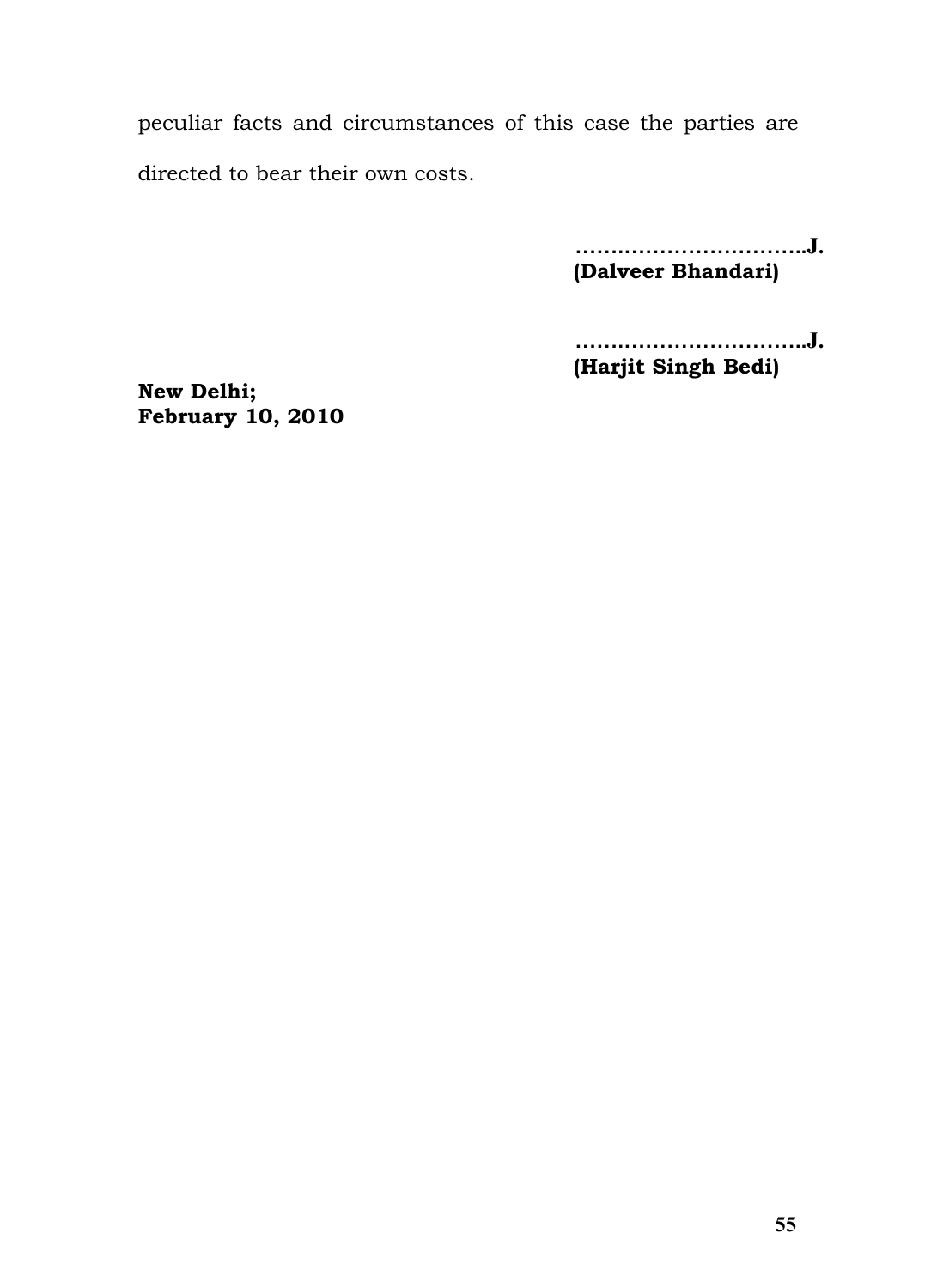peculiar facts and circumstances of this case the parties are directed to bear their own costs.

**…………………………..J.**
**(Dalveer Bhandari)**

**…………………………..J.**
**(Harjit Singh Bedi)**

**New Delhi;**
**February 10, 2010**